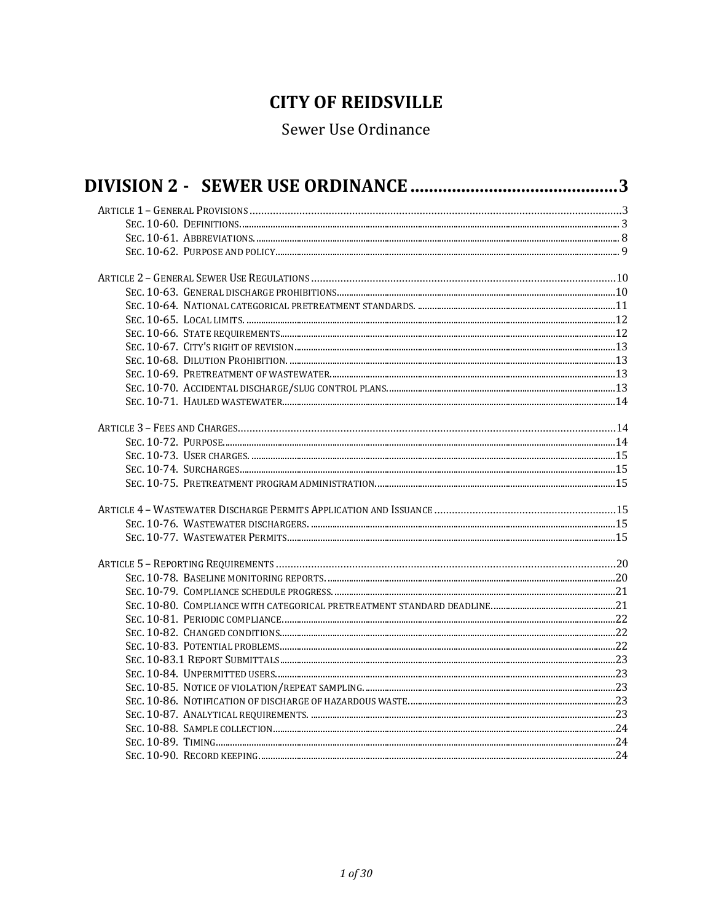# CITY OF REIDSVILLE

Sewer Use Ordinance

## DIVISION 2 - SEWER USE ORDINANCE ............................................ 3

- ARTICLE 1 – GENERAL PROVISIONS ............ 3
  - SEC. 10-60. DEFINITIONS. ............ 3
  - SEC. 10-61. ABBREVIATIONS. ............ 8
  - SEC. 10-62. PURPOSE AND POLICY ............ 9
- ARTICLE 2 – GENERAL SEWER USE REGULATIONS ............ 10
  - SEC. 10-63. GENERAL DISCHARGE PROHIBITIONS ............ 10
  - SEC. 10-64. NATIONAL CATEGORICAL PRETREATMENT STANDARDS. ............ 11
  - SEC. 10-65. LOCAL LIMITS. ............ 12
  - SEC. 10-66. STATE REQUIREMENTS ............ 12
  - SEC. 10-67. CITY'S RIGHT OF REVISION ............ 13
  - SEC. 10-68. DILUTION PROHIBITION. ............ 13
  - SEC. 10-69. PRETREATMENT OF WASTEWATER. ............ 13
  - SEC. 10-70. ACCIDENTAL DISCHARGE/SLUG CONTROL PLANS. ............ 13
  - SEC. 10-71. HAULED WASTEWATER ............ 14
- ARTICLE 3 – FEES AND CHARGES ............ 14
  - SEC. 10-72. PURPOSE. ............ 14
  - SEC. 10-73. USER CHARGES. ............ 15
  - SEC. 10-74. SURCHARGES. ............ 15
  - SEC. 10-75. PRETREATMENT PROGRAM ADMINISTRATION. ............ 15
- ARTICLE 4 – WASTEWATER DISCHARGE PERMITS APPLICATION AND ISSUANCE ............ 15
  - SEC. 10-76. WASTEWATER DISCHARGERS. ............ 15
  - SEC. 10-77. WASTEWATER PERMITS ............ 15
- ARTICLE 5 – REPORTING REQUIREMENTS ............ 20
  - SEC. 10-78. BASELINE MONITORING REPORTS. ............ 20
  - SEC. 10-79. COMPLIANCE SCHEDULE PROGRESS. ............ 21
  - SEC. 10-80. COMPLIANCE WITH CATEGORICAL PRETREATMENT STANDARD DEADLINE. ............ 21
  - SEC. 10-81. PERIODIC COMPLIANCE. ............ 22
  - SEC. 10-82. CHANGED CONDITIONS ............ 22
  - SEC. 10-83. POTENTIAL PROBLEMS ............ 22
  - SEC. 10-83.1 REPORT SUBMITTALS ............ 23
  - SEC. 10-84. UNPERMITTED USERS. ............ 23
  - SEC. 10-85. NOTICE OF VIOLATION/REPEAT SAMPLING. ............ 23
  - SEC. 10-86. NOTIFICATION OF DISCHARGE OF HAZARDOUS WASTE ............ 23
  - SEC. 10-87. ANALYTICAL REQUIREMENTS. ............ 23
  - SEC. 10-88. SAMPLE COLLECTION ............ 24
  - SEC. 10-89. TIMING ............ 24
  - SEC. 10-90. RECORD KEEPING ............ 24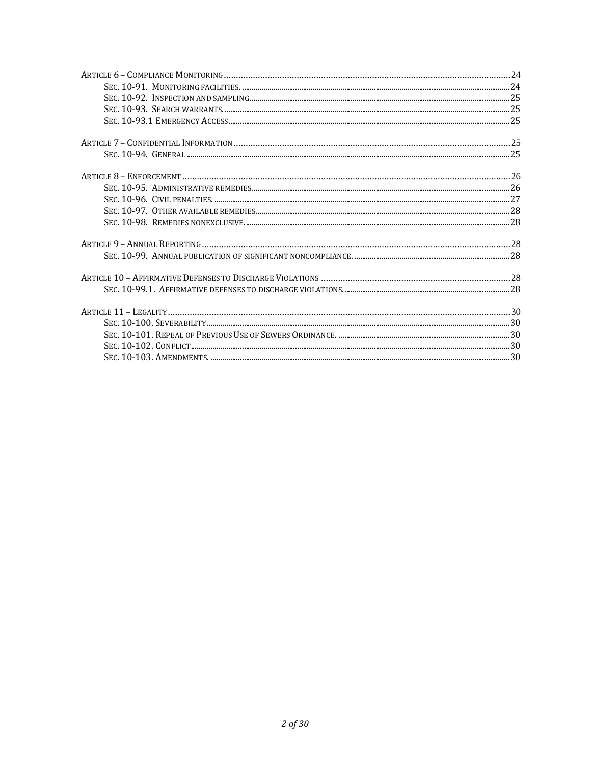Article 6 – Compliance Monitoring ....................24
- Sec. 10-91. Monitoring facilities. ....................24
- Sec. 10-92. Inspection and sampling. ....................25
- Sec. 10-93. Search warrants. ....................25
- Sec. 10-93.1 Emergency Access ....................25

Article 7 – Confidential Information ....................25
- Sec. 10-94. General ....................25

Article 8 – Enforcement ....................26
- Sec. 10-95. Administrative remedies. ....................26
- Sec. 10-96. Civil penalties. ....................27
- Sec. 10-97. Other available remedies. ....................28
- Sec. 10-98. Remedies nonexclusive. ....................28

Article 9 – Annual Reporting ....................28
- Sec. 10-99. Annual publication of significant noncompliance. ....................28

Article 10 – Affirmative Defenses to Discharge Violations ....................28
- Sec. 10-99.1. Affirmative defenses to discharge violations. ....................28

Article 11 – Legality ....................30
- Sec. 10-100. Severability ....................30
- Sec. 10-101. Repeal of Previous Use of Sewers Ordinance. ....................30
- Sec. 10-102. Conflict ....................30
- Sec. 10-103. Amendments. ....................30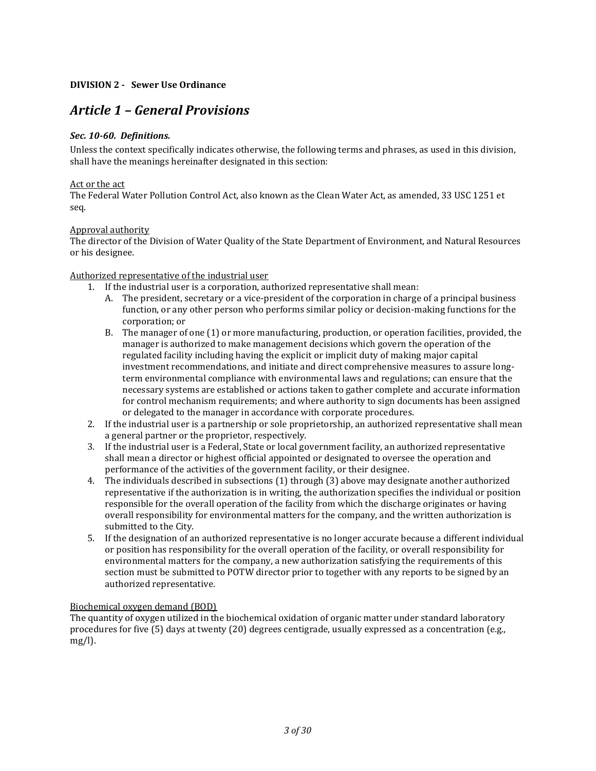**DIVISION 2 - Sewer Use Ordinance**

# *Article 1 – General Provisions*

### *Sec. 10-60. Definitions.*

Unless the context specifically indicates otherwise, the following terms and phrases, as used in this division, shall have the meanings hereinafter designated in this section:

<u>Act or the act</u>
The Federal Water Pollution Control Act, also known as the Clean Water Act, as amended, 33 USC 1251 et seq.

<u>Approval authority</u>
The director of the Division of Water Quality of the State Department of Environment, and Natural Resources or his designee.

<u>Authorized representative of the industrial user</u>

1. If the industrial user is a corporation, authorized representative shall mean:
   A. The president, secretary or a vice-president of the corporation in charge of a principal business function, or any other person who performs similar policy or decision-making functions for the corporation; or
   B. The manager of one (1) or more manufacturing, production, or operation facilities, provided, the manager is authorized to make management decisions which govern the operation of the regulated facility including having the explicit or implicit duty of making major capital investment recommendations, and initiate and direct comprehensive measures to assure long-term environmental compliance with environmental laws and regulations; can ensure that the necessary systems are established or actions taken to gather complete and accurate information for control mechanism requirements; and where authority to sign documents has been assigned or delegated to the manager in accordance with corporate procedures.
2. If the industrial user is a partnership or sole proprietorship, an authorized representative shall mean a general partner or the proprietor, respectively.
3. If the industrial user is a Federal, State or local government facility, an authorized representative shall mean a director or highest official appointed or designated to oversee the operation and performance of the activities of the government facility, or their designee.
4. The individuals described in subsections (1) through (3) above may designate another authorized representative if the authorization is in writing, the authorization specifies the individual or position responsible for the overall operation of the facility from which the discharge originates or having overall responsibility for environmental matters for the company, and the written authorization is submitted to the City.
5. If the designation of an authorized representative is no longer accurate because a different individual or position has responsibility for the overall operation of the facility, or overall responsibility for environmental matters for the company, a new authorization satisfying the requirements of this section must be submitted to POTW director prior to together with any reports to be signed by an authorized representative.

<u>Biochemical oxygen demand (BOD)</u>
The quantity of oxygen utilized in the biochemical oxidation of organic matter under standard laboratory procedures for five (5) days at twenty (20) degrees centigrade, usually expressed as a concentration (e.g., mg/l).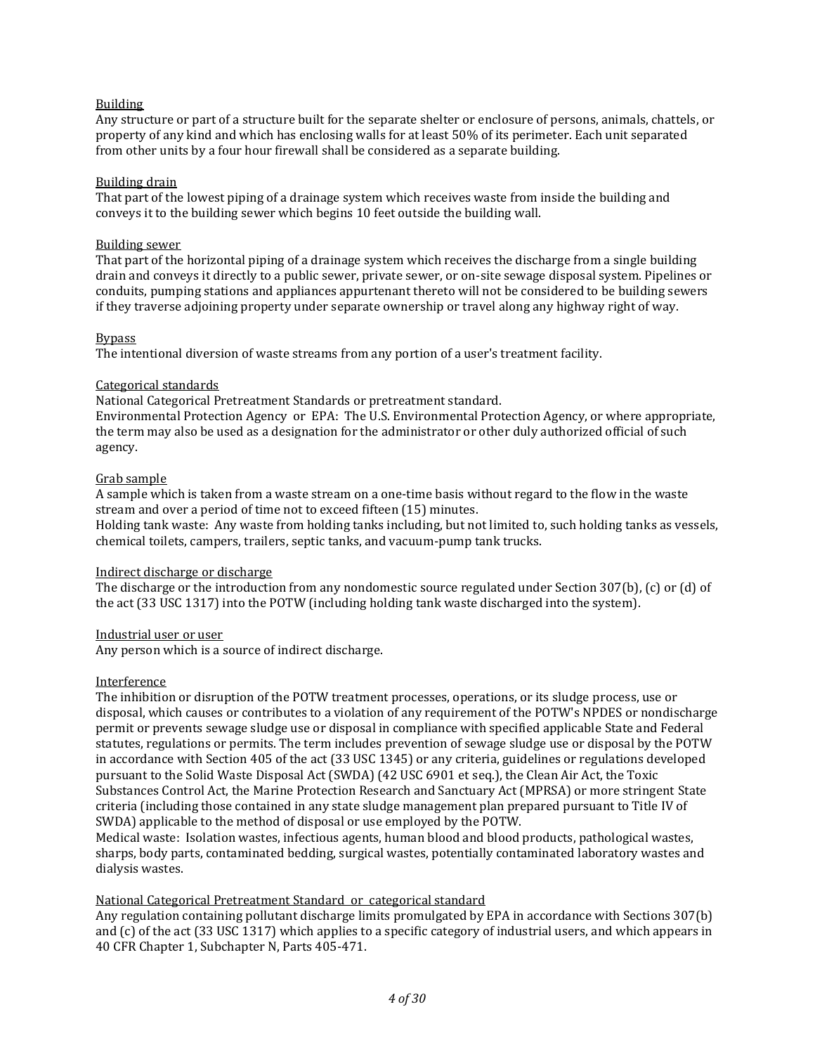<u>Building</u>
Any structure or part of a structure built for the separate shelter or enclosure of persons, animals, chattels, or property of any kind and which has enclosing walls for at least 50% of its perimeter. Each unit separated from other units by a four hour firewall shall be considered as a separate building.

<u>Building drain</u>
That part of the lowest piping of a drainage system which receives waste from inside the building and conveys it to the building sewer which begins 10 feet outside the building wall.

<u>Building sewer</u>
That part of the horizontal piping of a drainage system which receives the discharge from a single building drain and conveys it directly to a public sewer, private sewer, or on-site sewage disposal system. Pipelines or conduits, pumping stations and appliances appurtenant thereto will not be considered to be building sewers if they traverse adjoining property under separate ownership or travel along any highway right of way.

<u>Bypass</u>
The intentional diversion of waste streams from any portion of a user's treatment facility.

<u>Categorical standards</u>
National Categorical Pretreatment Standards or pretreatment standard.
Environmental Protection Agency or EPA: The U.S. Environmental Protection Agency, or where appropriate, the term may also be used as a designation for the administrator or other duly authorized official of such agency.

<u>Grab sample</u>
A sample which is taken from a waste stream on a one-time basis without regard to the flow in the waste stream and over a period of time not to exceed fifteen (15) minutes.
Holding tank waste: Any waste from holding tanks including, but not limited to, such holding tanks as vessels, chemical toilets, campers, trailers, septic tanks, and vacuum-pump tank trucks.

<u>Indirect discharge or discharge</u>
The discharge or the introduction from any nondomestic source regulated under Section 307(b), (c) or (d) of the act (33 USC 1317) into the POTW (including holding tank waste discharged into the system).

<u>Industrial user or user</u>
Any person which is a source of indirect discharge.

<u>Interference</u>
The inhibition or disruption of the POTW treatment processes, operations, or its sludge process, use or disposal, which causes or contributes to a violation of any requirement of the POTW's NPDES or nondischarge permit or prevents sewage sludge use or disposal in compliance with specified applicable State and Federal statutes, regulations or permits. The term includes prevention of sewage sludge use or disposal by the POTW in accordance with Section 405 of the act (33 USC 1345) or any criteria, guidelines or regulations developed pursuant to the Solid Waste Disposal Act (SWDA) (42 USC 6901 et seq.), the Clean Air Act, the Toxic Substances Control Act, the Marine Protection Research and Sanctuary Act (MPRSA) or more stringent State criteria (including those contained in any state sludge management plan prepared pursuant to Title IV of SWDA) applicable to the method of disposal or use employed by the POTW.
Medical waste: Isolation wastes, infectious agents, human blood and blood products, pathological wastes, sharps, body parts, contaminated bedding, surgical wastes, potentially contaminated laboratory wastes and dialysis wastes.

<u>National Categorical Pretreatment Standard or categorical standard</u>
Any regulation containing pollutant discharge limits promulgated by EPA in accordance with Sections 307(b) and (c) of the act (33 USC 1317) which applies to a specific category of industrial users, and which appears in 40 CFR Chapter 1, Subchapter N, Parts 405-471.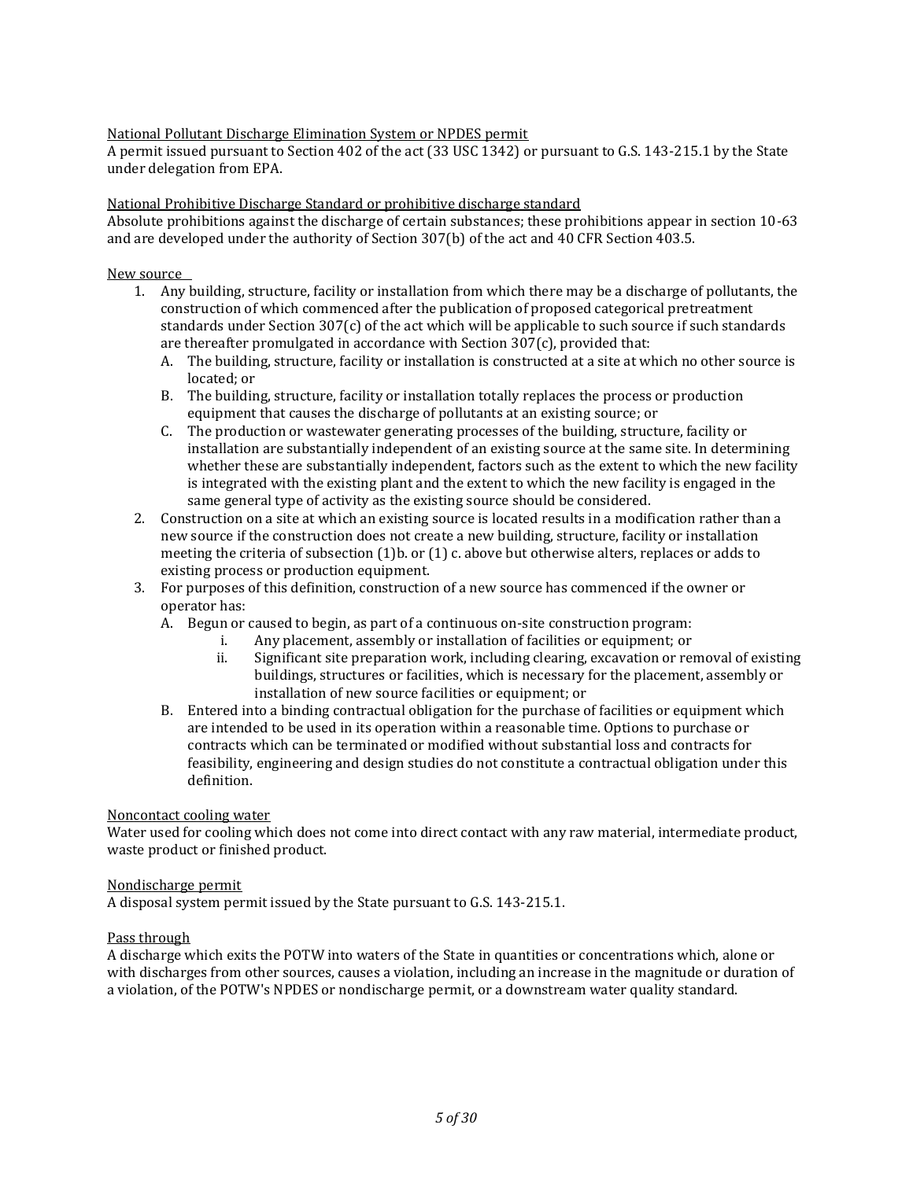National Pollutant Discharge Elimination System or NPDES permit

A permit issued pursuant to Section 402 of the act (33 USC 1342) or pursuant to G.S. 143-215.1 by the State under delegation from EPA.

National Prohibitive Discharge Standard or prohibitive discharge standard

Absolute prohibitions against the discharge of certain substances; these prohibitions appear in section 10-63 and are developed under the authority of Section 307(b) of the act and 40 CFR Section 403.5.

New source

1. Any building, structure, facility or installation from which there may be a discharge of pollutants, the construction of which commenced after the publication of proposed categorical pretreatment standards under Section 307(c) of the act which will be applicable to such source if such standards are thereafter promulgated in accordance with Section 307(c), provided that:
   A. The building, structure, facility or installation is constructed at a site at which no other source is located; or
   B. The building, structure, facility or installation totally replaces the process or production equipment that causes the discharge of pollutants at an existing source; or
   C. The production or wastewater generating processes of the building, structure, facility or installation are substantially independent of an existing source at the same site. In determining whether these are substantially independent, factors such as the extent to which the new facility is integrated with the existing plant and the extent to which the new facility is engaged in the same general type of activity as the existing source should be considered.
2. Construction on a site at which an existing source is located results in a modification rather than a new source if the construction does not create a new building, structure, facility or installation meeting the criteria of subsection (1)b. or (1) c. above but otherwise alters, replaces or adds to existing process or production equipment.
3. For purposes of this definition, construction of a new source has commenced if the owner or operator has:
   A. Begun or caused to begin, as part of a continuous on-site construction program:
      i. Any placement, assembly or installation of facilities or equipment; or
      ii. Significant site preparation work, including clearing, excavation or removal of existing buildings, structures or facilities, which is necessary for the placement, assembly or installation of new source facilities or equipment; or
   B. Entered into a binding contractual obligation for the purchase of facilities or equipment which are intended to be used in its operation within a reasonable time. Options to purchase or contracts which can be terminated or modified without substantial loss and contracts for feasibility, engineering and design studies do not constitute a contractual obligation under this definition.

Noncontact cooling water

Water used for cooling which does not come into direct contact with any raw material, intermediate product, waste product or finished product.

Nondischarge permit

A disposal system permit issued by the State pursuant to G.S. 143-215.1.

Pass through

A discharge which exits the POTW into waters of the State in quantities or concentrations which, alone or with discharges from other sources, causes a violation, including an increase in the magnitude or duration of a violation, of the POTW's NPDES or nondischarge permit, or a downstream water quality standard.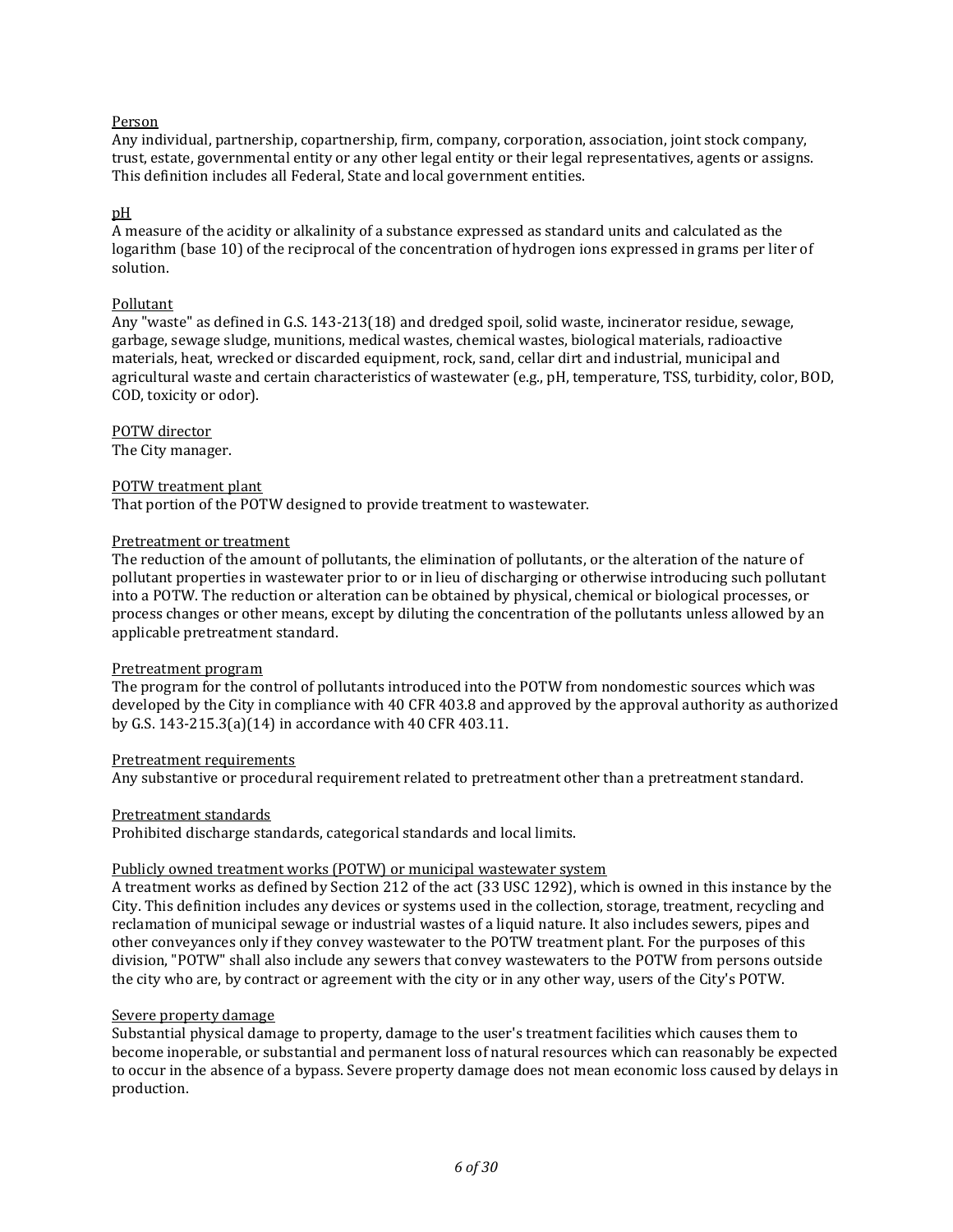<u>Person</u>
Any individual, partnership, copartnership, firm, company, corporation, association, joint stock company, trust, estate, governmental entity or any other legal entity or their legal representatives, agents or assigns. This definition includes all Federal, State and local government entities.

<u>pH</u>
A measure of the acidity or alkalinity of a substance expressed as standard units and calculated as the logarithm (base 10) of the reciprocal of the concentration of hydrogen ions expressed in grams per liter of solution.

<u>Pollutant</u>
Any "waste" as defined in G.S. 143-213(18) and dredged spoil, solid waste, incinerator residue, sewage, garbage, sewage sludge, munitions, medical wastes, chemical wastes, biological materials, radioactive materials, heat, wrecked or discarded equipment, rock, sand, cellar dirt and industrial, municipal and agricultural waste and certain characteristics of wastewater (e.g., pH, temperature, TSS, turbidity, color, BOD, COD, toxicity or odor).

<u>POTW director</u>
The City manager.

<u>POTW treatment plant</u>
That portion of the POTW designed to provide treatment to wastewater.

<u>Pretreatment or treatment</u>
The reduction of the amount of pollutants, the elimination of pollutants, or the alteration of the nature of pollutant properties in wastewater prior to or in lieu of discharging or otherwise introducing such pollutant into a POTW. The reduction or alteration can be obtained by physical, chemical or biological processes, or process changes or other means, except by diluting the concentration of the pollutants unless allowed by an applicable pretreatment standard.

<u>Pretreatment program</u>
The program for the control of pollutants introduced into the POTW from nondomestic sources which was developed by the City in compliance with 40 CFR 403.8 and approved by the approval authority as authorized by G.S. 143-215.3(a)(14) in accordance with 40 CFR 403.11.

<u>Pretreatment requirements</u>
Any substantive or procedural requirement related to pretreatment other than a pretreatment standard.

<u>Pretreatment standards</u>
Prohibited discharge standards, categorical standards and local limits.

<u>Publicly owned treatment works (POTW) or municipal wastewater system</u>
A treatment works as defined by Section 212 of the act (33 USC 1292), which is owned in this instance by the City. This definition includes any devices or systems used in the collection, storage, treatment, recycling and reclamation of municipal sewage or industrial wastes of a liquid nature. It also includes sewers, pipes and other conveyances only if they convey wastewater to the POTW treatment plant. For the purposes of this division, "POTW" shall also include any sewers that convey wastewaters to the POTW from persons outside the city who are, by contract or agreement with the city or in any other way, users of the City's POTW.

<u>Severe property damage</u>
Substantial physical damage to property, damage to the user's treatment facilities which causes them to become inoperable, or substantial and permanent loss of natural resources which can reasonably be expected to occur in the absence of a bypass. Severe property damage does not mean economic loss caused by delays in production.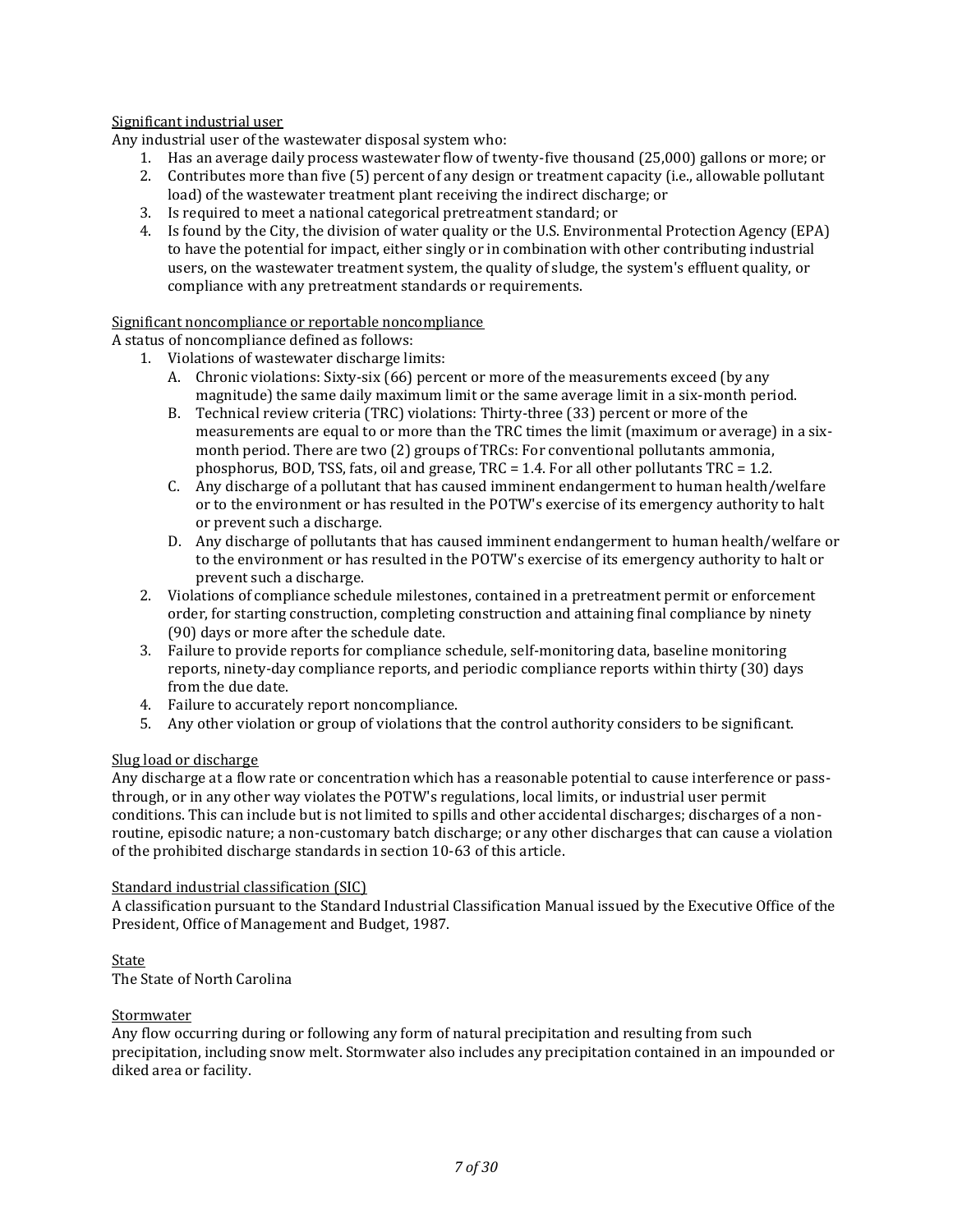Significant industrial user

Any industrial user of the wastewater disposal system who:

1. Has an average daily process wastewater flow of twenty-five thousand (25,000) gallons or more; or
2. Contributes more than five (5) percent of any design or treatment capacity (i.e., allowable pollutant load) of the wastewater treatment plant receiving the indirect discharge; or
3. Is required to meet a national categorical pretreatment standard; or
4. Is found by the City, the division of water quality or the U.S. Environmental Protection Agency (EPA) to have the potential for impact, either singly or in combination with other contributing industrial users, on the wastewater treatment system, the quality of sludge, the system's effluent quality, or compliance with any pretreatment standards or requirements.

Significant noncompliance or reportable noncompliance

A status of noncompliance defined as follows:

1. Violations of wastewater discharge limits:
   - A. Chronic violations: Sixty-six (66) percent or more of the measurements exceed (by any magnitude) the same daily maximum limit or the same average limit in a six-month period.
   - B. Technical review criteria (TRC) violations: Thirty-three (33) percent or more of the measurements are equal to or more than the TRC times the limit (maximum or average) in a six-month period. There are two (2) groups of TRCs: For conventional pollutants ammonia, phosphorus, BOD, TSS, fats, oil and grease, TRC = 1.4. For all other pollutants TRC = 1.2.
   - C. Any discharge of a pollutant that has caused imminent endangerment to human health/welfare or to the environment or has resulted in the POTW's exercise of its emergency authority to halt or prevent such a discharge.
   - D. Any discharge of pollutants that has caused imminent endangerment to human health/welfare or to the environment or has resulted in the POTW's exercise of its emergency authority to halt or prevent such a discharge.
2. Violations of compliance schedule milestones, contained in a pretreatment permit or enforcement order, for starting construction, completing construction and attaining final compliance by ninety (90) days or more after the schedule date.
3. Failure to provide reports for compliance schedule, self-monitoring data, baseline monitoring reports, ninety-day compliance reports, and periodic compliance reports within thirty (30) days from the due date.
4. Failure to accurately report noncompliance.
5. Any other violation or group of violations that the control authority considers to be significant.

Slug load or discharge

Any discharge at a flow rate or concentration which has a reasonable potential to cause interference or pass-through, or in any other way violates the POTW's regulations, local limits, or industrial user permit conditions. This can include but is not limited to spills and other accidental discharges; discharges of a non-routine, episodic nature; a non-customary batch discharge; or any other discharges that can cause a violation of the prohibited discharge standards in section 10-63 of this article.

Standard industrial classification (SIC)

A classification pursuant to the Standard Industrial Classification Manual issued by the Executive Office of the President, Office of Management and Budget, 1987.

State

The State of North Carolina

Stormwater

Any flow occurring during or following any form of natural precipitation and resulting from such precipitation, including snow melt. Stormwater also includes any precipitation contained in an impounded or diked area or facility.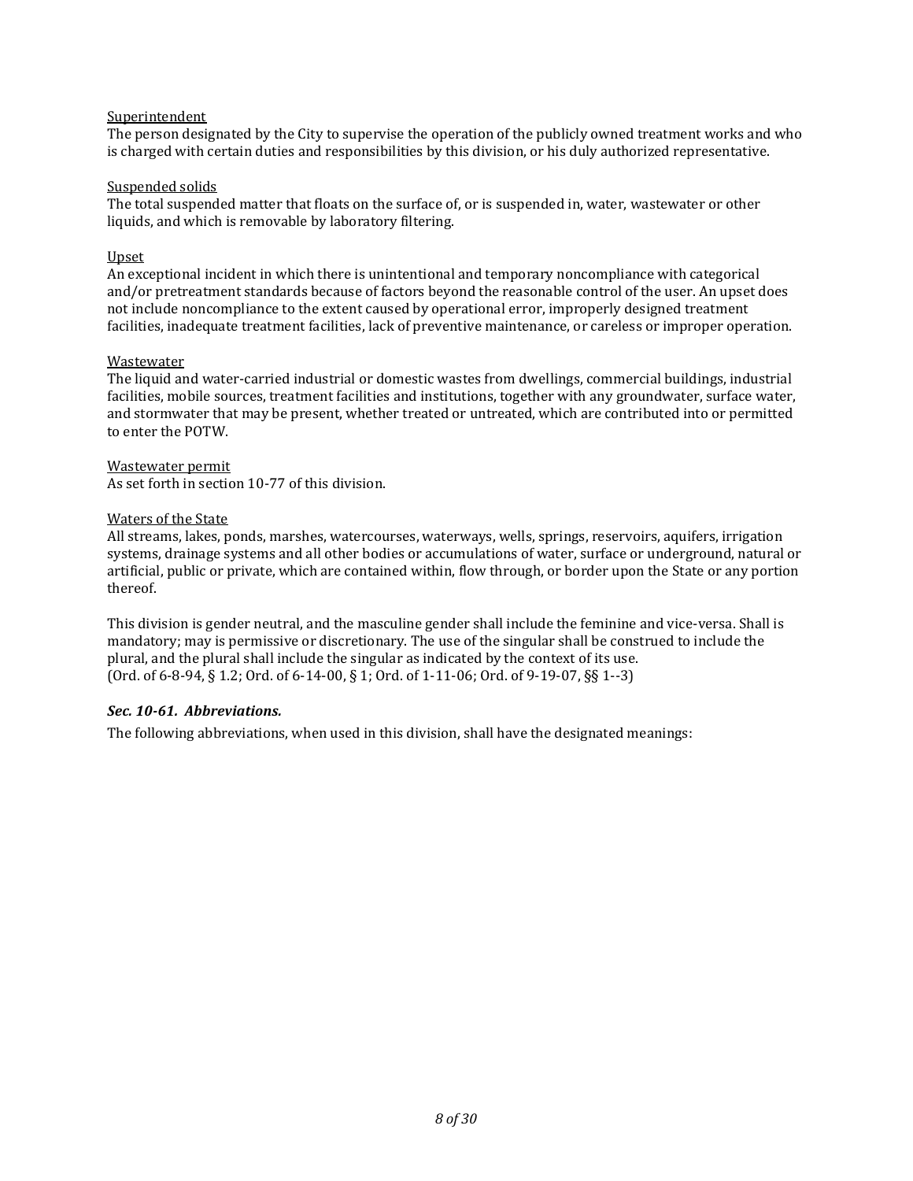Superintendent
The person designated by the City to supervise the operation of the publicly owned treatment works and who is charged with certain duties and responsibilities by this division, or his duly authorized representative.

Suspended solids
The total suspended matter that floats on the surface of, or is suspended in, water, wastewater or other liquids, and which is removable by laboratory filtering.

Upset
An exceptional incident in which there is unintentional and temporary noncompliance with categorical and/or pretreatment standards because of factors beyond the reasonable control of the user. An upset does not include noncompliance to the extent caused by operational error, improperly designed treatment facilities, inadequate treatment facilities, lack of preventive maintenance, or careless or improper operation.

Wastewater
The liquid and water-carried industrial or domestic wastes from dwellings, commercial buildings, industrial facilities, mobile sources, treatment facilities and institutions, together with any groundwater, surface water, and stormwater that may be present, whether treated or untreated, which are contributed into or permitted to enter the POTW.

Wastewater permit
As set forth in section 10-77 of this division.

Waters of the State
All streams, lakes, ponds, marshes, watercourses, waterways, wells, springs, reservoirs, aquifers, irrigation systems, drainage systems and all other bodies or accumulations of water, surface or underground, natural or artificial, public or private, which are contained within, flow through, or border upon the State or any portion thereof.

This division is gender neutral, and the masculine gender shall include the feminine and vice-versa. Shall is mandatory; may is permissive or discretionary. The use of the singular shall be construed to include the plural, and the plural shall include the singular as indicated by the context of its use.
(Ord. of 6-8-94, § 1.2; Ord. of 6-14-00, § 1; Ord. of 1-11-06; Ord. of 9-19-07, §§ 1--3)

***Sec. 10-61. Abbreviations.***

The following abbreviations, when used in this division, shall have the designated meanings: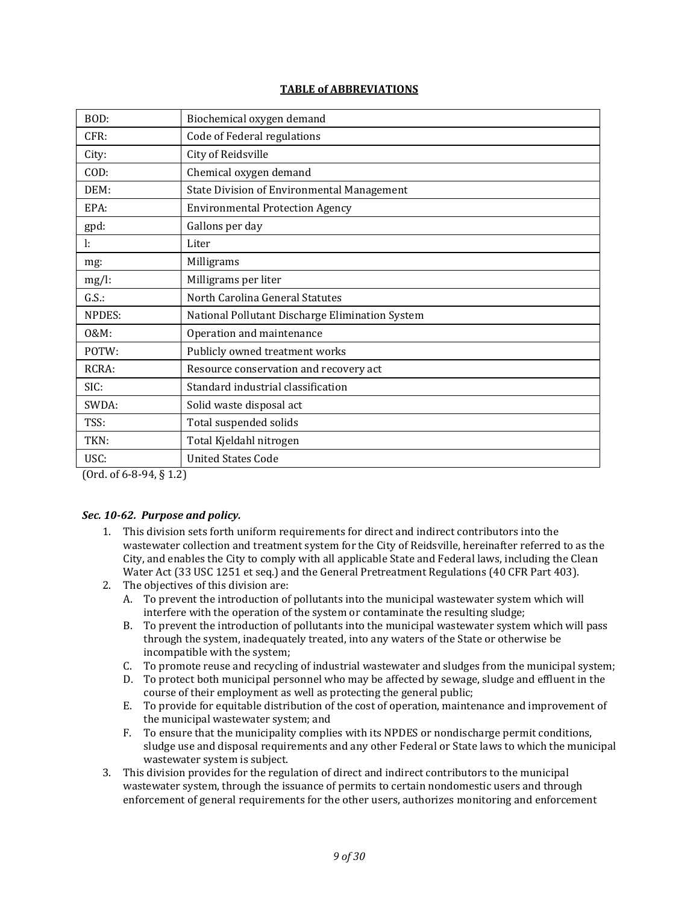**TABLE of ABBREVIATIONS**

| | |
|---|---|
| BOD: | Biochemical oxygen demand |
| CFR: | Code of Federal regulations |
| City: | City of Reidsville |
| COD: | Chemical oxygen demand |
| DEM: | State Division of Environmental Management |
| EPA: | Environmental Protection Agency |
| gpd: | Gallons per day |
| l: | Liter |
| mg: | Milligrams |
| mg/l: | Milligrams per liter |
| G.S.: | North Carolina General Statutes |
| NPDES: | National Pollutant Discharge Elimination System |
| O&M: | Operation and maintenance |
| POTW: | Publicly owned treatment works |
| RCRA: | Resource conservation and recovery act |
| SIC: | Standard industrial classification |
| SWDA: | Solid waste disposal act |
| TSS: | Total suspended solids |
| TKN: | Total Kjeldahl nitrogen |
| USC: | United States Code |

(Ord. of 6-8-94, § 1.2)

***Sec. 10-62. Purpose and policy.***

1. This division sets forth uniform requirements for direct and indirect contributors into the wastewater collection and treatment system for the City of Reidsville, hereinafter referred to as the City, and enables the City to comply with all applicable State and Federal laws, including the Clean Water Act (33 USC 1251 et seq.) and the General Pretreatment Regulations (40 CFR Part 403).
2. The objectives of this division are:
   A. To prevent the introduction of pollutants into the municipal wastewater system which will interfere with the operation of the system or contaminate the resulting sludge;
   B. To prevent the introduction of pollutants into the municipal wastewater system which will pass through the system, inadequately treated, into any waters of the State or otherwise be incompatible with the system;
   C. To promote reuse and recycling of industrial wastewater and sludges from the municipal system;
   D. To protect both municipal personnel who may be affected by sewage, sludge and effluent in the course of their employment as well as protecting the general public;
   E. To provide for equitable distribution of the cost of operation, maintenance and improvement of the municipal wastewater system; and
   F. To ensure that the municipality complies with its NPDES or nondischarge permit conditions, sludge use and disposal requirements and any other Federal or State laws to which the municipal wastewater system is subject.
3. This division provides for the regulation of direct and indirect contributors to the municipal wastewater system, through the issuance of permits to certain nondomestic users and through enforcement of general requirements for the other users, authorizes monitoring and enforcement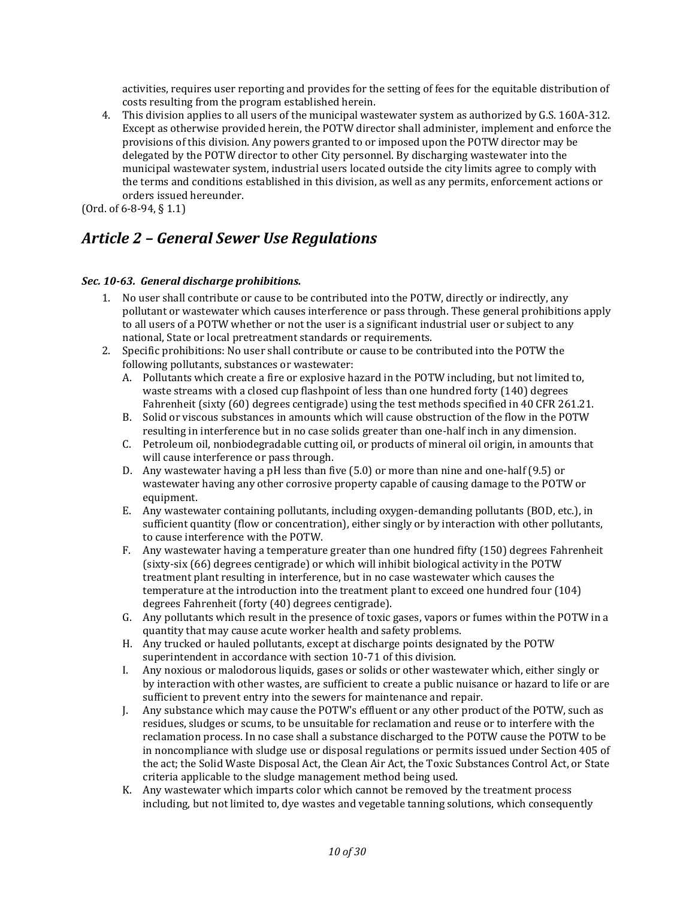activities, requires user reporting and provides for the setting of fees for the equitable distribution of costs resulting from the program established herein.

4. This division applies to all users of the municipal wastewater system as authorized by G.S. 160A-312. Except as otherwise provided herein, the POTW director shall administer, implement and enforce the provisions of this division. Any powers granted to or imposed upon the POTW director may be delegated by the POTW director to other City personnel. By discharging wastewater into the municipal wastewater system, industrial users located outside the city limits agree to comply with the terms and conditions established in this division, as well as any permits, enforcement actions or orders issued hereunder.

(Ord. of 6-8-94, § 1.1)

## *Article 2 – General Sewer Use Regulations*

#### *Sec. 10-63. General discharge prohibitions.*

1. No user shall contribute or cause to be contributed into the POTW, directly or indirectly, any pollutant or wastewater which causes interference or pass through. These general prohibitions apply to all users of a POTW whether or not the user is a significant industrial user or subject to any national, State or local pretreatment standards or requirements.
2. Specific prohibitions: No user shall contribute or cause to be contributed into the POTW the following pollutants, substances or wastewater:
   A. Pollutants which create a fire or explosive hazard in the POTW including, but not limited to, waste streams with a closed cup flashpoint of less than one hundred forty (140) degrees Fahrenheit (sixty (60) degrees centigrade) using the test methods specified in 40 CFR 261.21.
   B. Solid or viscous substances in amounts which will cause obstruction of the flow in the POTW resulting in interference but in no case solids greater than one-half inch in any dimension.
   C. Petroleum oil, nonbiodegradable cutting oil, or products of mineral oil origin, in amounts that will cause interference or pass through.
   D. Any wastewater having a pH less than five (5.0) or more than nine and one-half (9.5) or wastewater having any other corrosive property capable of causing damage to the POTW or equipment.
   E. Any wastewater containing pollutants, including oxygen-demanding pollutants (BOD, etc.), in sufficient quantity (flow or concentration), either singly or by interaction with other pollutants, to cause interference with the POTW.
   F. Any wastewater having a temperature greater than one hundred fifty (150) degrees Fahrenheit (sixty-six (66) degrees centigrade) or which will inhibit biological activity in the POTW treatment plant resulting in interference, but in no case wastewater which causes the temperature at the introduction into the treatment plant to exceed one hundred four (104) degrees Fahrenheit (forty (40) degrees centigrade).
   G. Any pollutants which result in the presence of toxic gases, vapors or fumes within the POTW in a quantity that may cause acute worker health and safety problems.
   H. Any trucked or hauled pollutants, except at discharge points designated by the POTW superintendent in accordance with section 10-71 of this division.
   I. Any noxious or malodorous liquids, gases or solids or other wastewater which, either singly or by interaction with other wastes, are sufficient to create a public nuisance or hazard to life or are sufficient to prevent entry into the sewers for maintenance and repair.
   J. Any substance which may cause the POTW's effluent or any other product of the POTW, such as residues, sludges or scums, to be unsuitable for reclamation and reuse or to interfere with the reclamation process. In no case shall a substance discharged to the POTW cause the POTW to be in noncompliance with sludge use or disposal regulations or permits issued under Section 405 of the act; the Solid Waste Disposal Act, the Clean Air Act, the Toxic Substances Control Act, or State criteria applicable to the sludge management method being used.
   K. Any wastewater which imparts color which cannot be removed by the treatment process including, but not limited to, dye wastes and vegetable tanning solutions, which consequently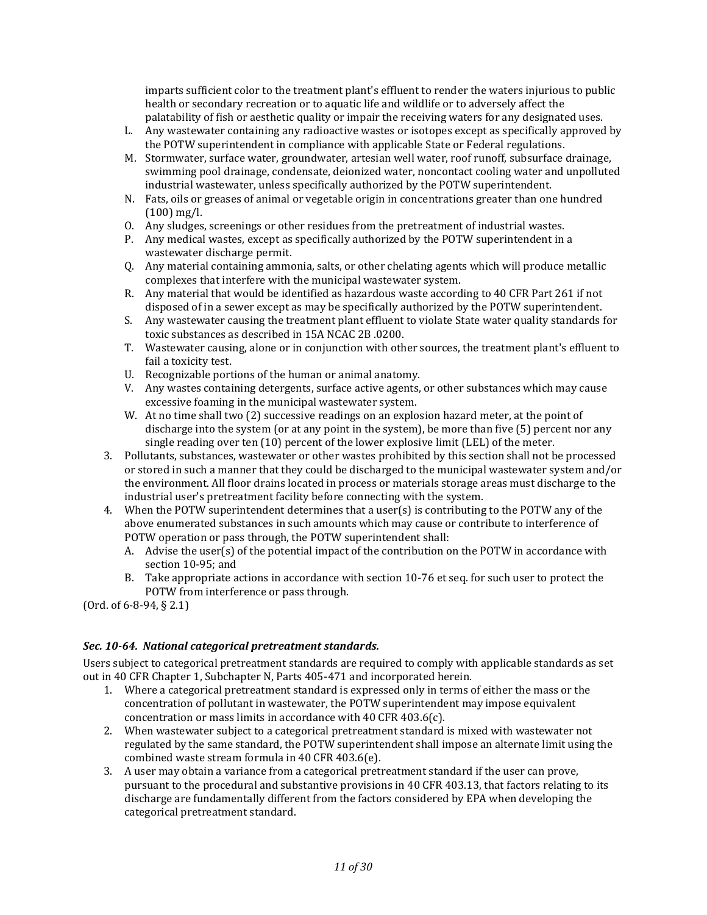imparts sufficient color to the treatment plant's effluent to render the waters injurious to public health or secondary recreation or to aquatic life and wildlife or to adversely affect the palatability of fish or aesthetic quality or impair the receiving waters for any designated uses.

L. Any wastewater containing any radioactive wastes or isotopes except as specifically approved by the POTW superintendent in compliance with applicable State or Federal regulations.

M. Stormwater, surface water, groundwater, artesian well water, roof runoff, subsurface drainage, swimming pool drainage, condensate, deionized water, noncontact cooling water and unpolluted industrial wastewater, unless specifically authorized by the POTW superintendent.

N. Fats, oils or greases of animal or vegetable origin in concentrations greater than one hundred (100) mg/l.

O. Any sludges, screenings or other residues from the pretreatment of industrial wastes.

P. Any medical wastes, except as specifically authorized by the POTW superintendent in a wastewater discharge permit.

Q. Any material containing ammonia, salts, or other chelating agents which will produce metallic complexes that interfere with the municipal wastewater system.

R. Any material that would be identified as hazardous waste according to 40 CFR Part 261 if not disposed of in a sewer except as may be specifically authorized by the POTW superintendent.

S. Any wastewater causing the treatment plant effluent to violate State water quality standards for toxic substances as described in 15A NCAC 2B .0200.

T. Wastewater causing, alone or in conjunction with other sources, the treatment plant's effluent to fail a toxicity test.

U. Recognizable portions of the human or animal anatomy.

V. Any wastes containing detergents, surface active agents, or other substances which may cause excessive foaming in the municipal wastewater system.

W. At no time shall two (2) successive readings on an explosion hazard meter, at the point of discharge into the system (or at any point in the system), be more than five (5) percent nor any single reading over ten (10) percent of the lower explosive limit (LEL) of the meter.

3. Pollutants, substances, wastewater or other wastes prohibited by this section shall not be processed or stored in such a manner that they could be discharged to the municipal wastewater system and/or the environment. All floor drains located in process or materials storage areas must discharge to the industrial user's pretreatment facility before connecting with the system.

4. When the POTW superintendent determines that a user(s) is contributing to the POTW any of the above enumerated substances in such amounts which may cause or contribute to interference of POTW operation or pass through, the POTW superintendent shall:

   A. Advise the user(s) of the potential impact of the contribution on the POTW in accordance with section 10-95; and

   B. Take appropriate actions in accordance with section 10-76 et seq. for such user to protect the POTW from interference or pass through.

(Ord. of 6-8-94, § 2.1)

### *Sec. 10-64. National categorical pretreatment standards.*

Users subject to categorical pretreatment standards are required to comply with applicable standards as set out in 40 CFR Chapter 1, Subchapter N, Parts 405-471 and incorporated herein.

1. Where a categorical pretreatment standard is expressed only in terms of either the mass or the concentration of pollutant in wastewater, the POTW superintendent may impose equivalent concentration or mass limits in accordance with 40 CFR 403.6(c).
2. When wastewater subject to a categorical pretreatment standard is mixed with wastewater not regulated by the same standard, the POTW superintendent shall impose an alternate limit using the combined waste stream formula in 40 CFR 403.6(e).
3. A user may obtain a variance from a categorical pretreatment standard if the user can prove, pursuant to the procedural and substantive provisions in 40 CFR 403.13, that factors relating to its discharge are fundamentally different from the factors considered by EPA when developing the categorical pretreatment standard.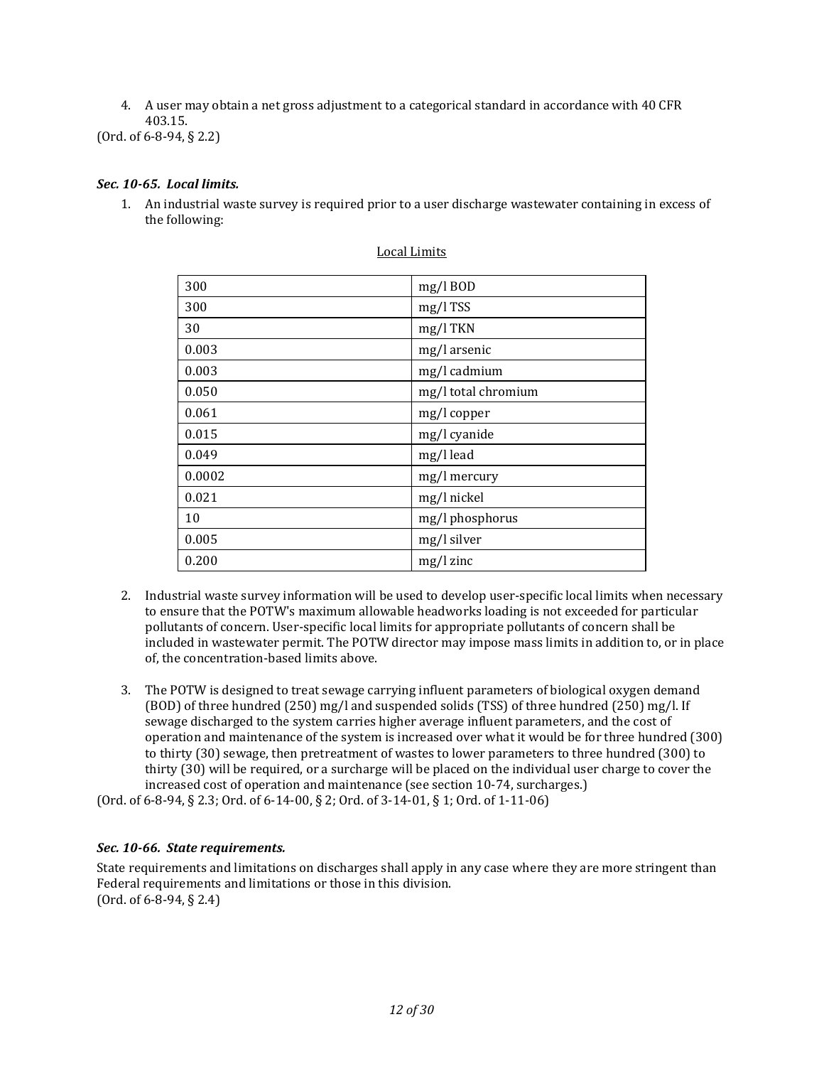4. A user may obtain a net gross adjustment to a categorical standard in accordance with 40 CFR 403.15.

(Ord. of 6-8-94, § 2.2)

***Sec. 10-65. Local limits.***

1. An industrial waste survey is required prior to a user discharge wastewater containing in excess of the following:

Local Limits

| 300 | mg/l BOD |
|---|---|
| 300 | mg/l TSS |
| 30 | mg/l TKN |
| 0.003 | mg/l arsenic |
| 0.003 | mg/l cadmium |
| 0.050 | mg/l total chromium |
| 0.061 | mg/l copper |
| 0.015 | mg/l cyanide |
| 0.049 | mg/l lead |
| 0.0002 | mg/l mercury |
| 0.021 | mg/l nickel |
| 10 | mg/l phosphorus |
| 0.005 | mg/l silver |
| 0.200 | mg/l zinc |

2. Industrial waste survey information will be used to develop user-specific local limits when necessary to ensure that the POTW's maximum allowable headworks loading is not exceeded for particular pollutants of concern. User-specific local limits for appropriate pollutants of concern shall be included in wastewater permit. The POTW director may impose mass limits in addition to, or in place of, the concentration-based limits above.

3. The POTW is designed to treat sewage carrying influent parameters of biological oxygen demand (BOD) of three hundred (250) mg/l and suspended solids (TSS) of three hundred (250) mg/l. If sewage discharged to the system carries higher average influent parameters, and the cost of operation and maintenance of the system is increased over what it would be for three hundred (300) to thirty (30) sewage, then pretreatment of wastes to lower parameters to three hundred (300) to thirty (30) will be required, or a surcharge will be placed on the individual user charge to cover the increased cost of operation and maintenance (see section 10-74, surcharges.)

(Ord. of 6-8-94, § 2.3; Ord. of 6-14-00, § 2; Ord. of 3-14-01, § 1; Ord. of 1-11-06)

***Sec. 10-66. State requirements.***

State requirements and limitations on discharges shall apply in any case where they are more stringent than Federal requirements and limitations or those in this division.

(Ord. of 6-8-94, § 2.4)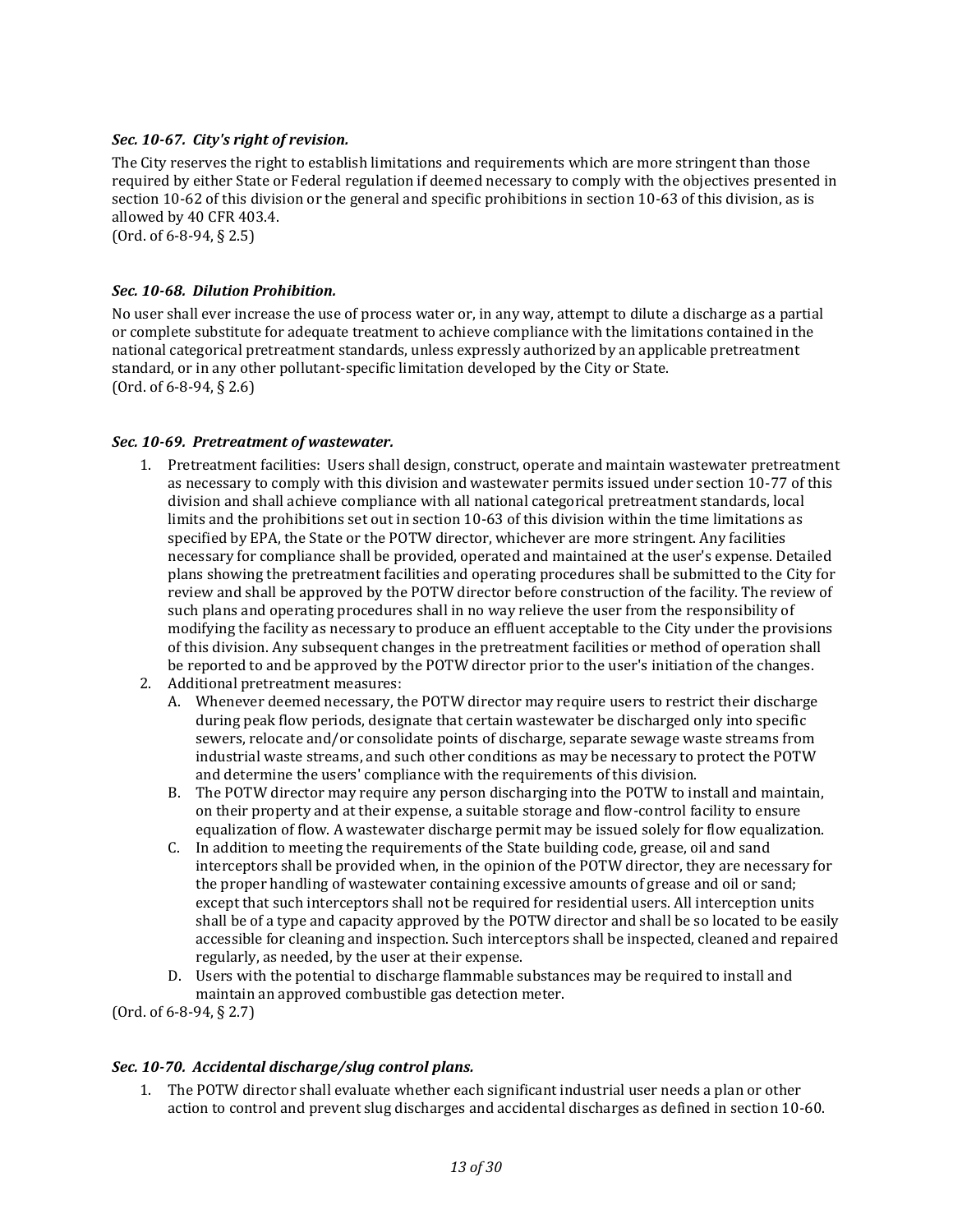### *Sec. 10-67. City's right of revision.*

The City reserves the right to establish limitations and requirements which are more stringent than those required by either State or Federal regulation if deemed necessary to comply with the objectives presented in section 10-62 of this division or the general and specific prohibitions in section 10-63 of this division, as is allowed by 40 CFR 403.4.
(Ord. of 6-8-94, § 2.5)

### *Sec. 10-68. Dilution Prohibition.*

No user shall ever increase the use of process water or, in any way, attempt to dilute a discharge as a partial or complete substitute for adequate treatment to achieve compliance with the limitations contained in the national categorical pretreatment standards, unless expressly authorized by an applicable pretreatment standard, or in any other pollutant-specific limitation developed by the City or State.
(Ord. of 6-8-94, § 2.6)

### *Sec. 10-69. Pretreatment of wastewater.*

1. Pretreatment facilities: Users shall design, construct, operate and maintain wastewater pretreatment as necessary to comply with this division and wastewater permits issued under section 10-77 of this division and shall achieve compliance with all national categorical pretreatment standards, local limits and the prohibitions set out in section 10-63 of this division within the time limitations as specified by EPA, the State or the POTW director, whichever are more stringent. Any facilities necessary for compliance shall be provided, operated and maintained at the user's expense. Detailed plans showing the pretreatment facilities and operating procedures shall be submitted to the City for review and shall be approved by the POTW director before construction of the facility. The review of such plans and operating procedures shall in no way relieve the user from the responsibility of modifying the facility as necessary to produce an effluent acceptable to the City under the provisions of this division. Any subsequent changes in the pretreatment facilities or method of operation shall be reported to and be approved by the POTW director prior to the user's initiation of the changes.
2. Additional pretreatment measures:
   - A. Whenever deemed necessary, the POTW director may require users to restrict their discharge during peak flow periods, designate that certain wastewater be discharged only into specific sewers, relocate and/or consolidate points of discharge, separate sewage waste streams from industrial waste streams, and such other conditions as may be necessary to protect the POTW and determine the users' compliance with the requirements of this division.
   - B. The POTW director may require any person discharging into the POTW to install and maintain, on their property and at their expense, a suitable storage and flow-control facility to ensure equalization of flow. A wastewater discharge permit may be issued solely for flow equalization.
   - C. In addition to meeting the requirements of the State building code, grease, oil and sand interceptors shall be provided when, in the opinion of the POTW director, they are necessary for the proper handling of wastewater containing excessive amounts of grease and oil or sand; except that such interceptors shall not be required for residential users. All interception units shall be of a type and capacity approved by the POTW director and shall be so located to be easily accessible for cleaning and inspection. Such interceptors shall be inspected, cleaned and repaired regularly, as needed, by the user at their expense.
   - D. Users with the potential to discharge flammable substances may be required to install and maintain an approved combustible gas detection meter.

(Ord. of 6-8-94, § 2.7)

### *Sec. 10-70. Accidental discharge/slug control plans.*

1. The POTW director shall evaluate whether each significant industrial user needs a plan or other action to control and prevent slug discharges and accidental discharges as defined in section 10-60.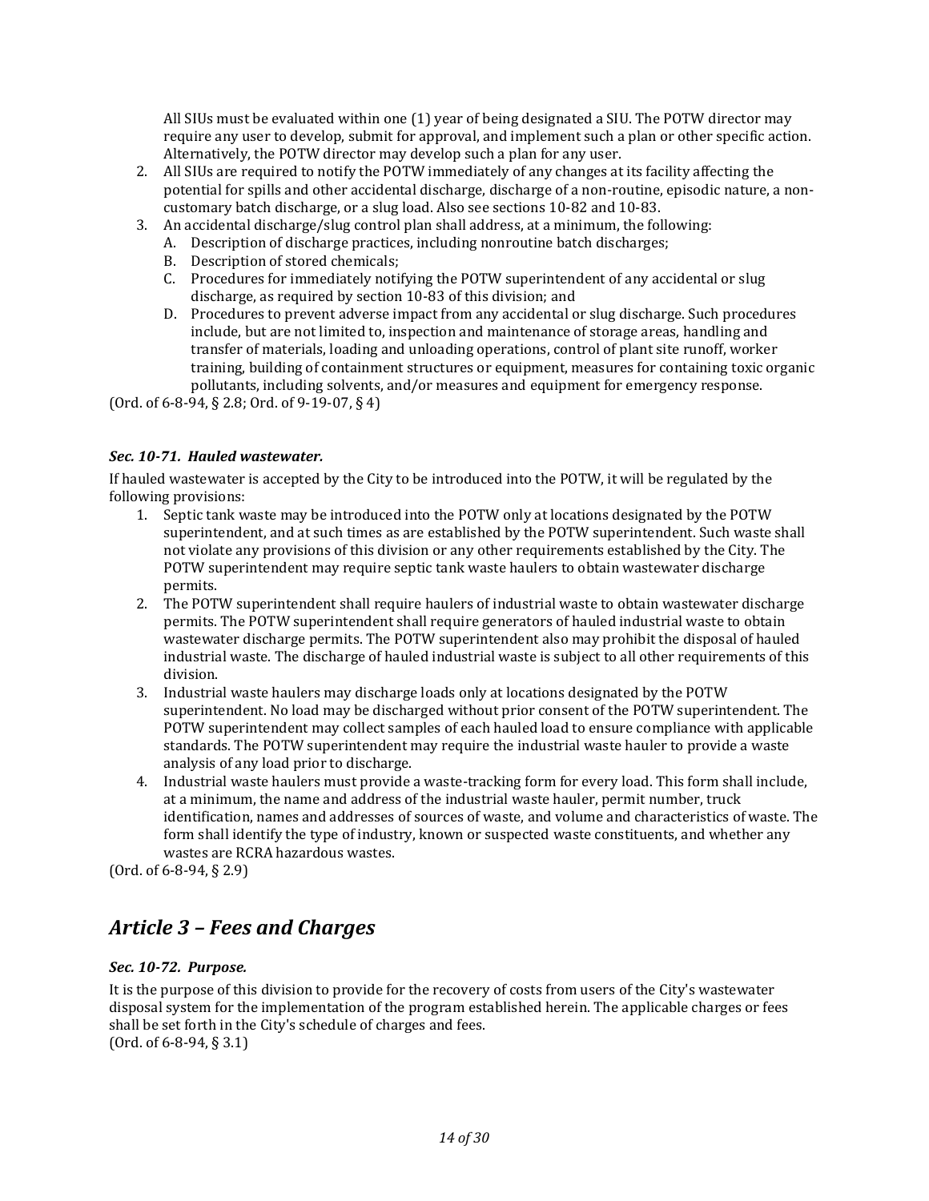All SIUs must be evaluated within one (1) year of being designated a SIU. The POTW director may require any user to develop, submit for approval, and implement such a plan or other specific action. Alternatively, the POTW director may develop such a plan for any user.

2. All SIUs are required to notify the POTW immediately of any changes at its facility affecting the potential for spills and other accidental discharge, discharge of a non-routine, episodic nature, a non-customary batch discharge, or a slug load. Also see sections 10-82 and 10-83.
3. An accidental discharge/slug control plan shall address, at a minimum, the following:
   A. Description of discharge practices, including nonroutine batch discharges;
   B. Description of stored chemicals;
   C. Procedures for immediately notifying the POTW superintendent of any accidental or slug discharge, as required by section 10-83 of this division; and
   D. Procedures to prevent adverse impact from any accidental or slug discharge. Such procedures include, but are not limited to, inspection and maintenance of storage areas, handling and transfer of materials, loading and unloading operations, control of plant site runoff, worker training, building of containment structures or equipment, measures for containing toxic organic pollutants, including solvents, and/or measures and equipment for emergency response.

(Ord. of 6-8-94, § 2.8; Ord. of 9-19-07, § 4)

### *Sec. 10-71. Hauled wastewater.*

If hauled wastewater is accepted by the City to be introduced into the POTW, it will be regulated by the following provisions:

1. Septic tank waste may be introduced into the POTW only at locations designated by the POTW superintendent, and at such times as are established by the POTW superintendent. Such waste shall not violate any provisions of this division or any other requirements established by the City. The POTW superintendent may require septic tank waste haulers to obtain wastewater discharge permits.
2. The POTW superintendent shall require haulers of industrial waste to obtain wastewater discharge permits. The POTW superintendent shall require generators of hauled industrial waste to obtain wastewater discharge permits. The POTW superintendent also may prohibit the disposal of hauled industrial waste. The discharge of hauled industrial waste is subject to all other requirements of this division.
3. Industrial waste haulers may discharge loads only at locations designated by the POTW superintendent. No load may be discharged without prior consent of the POTW superintendent. The POTW superintendent may collect samples of each hauled load to ensure compliance with applicable standards. The POTW superintendent may require the industrial waste hauler to provide a waste analysis of any load prior to discharge.
4. Industrial waste haulers must provide a waste-tracking form for every load. This form shall include, at a minimum, the name and address of the industrial waste hauler, permit number, truck identification, names and addresses of sources of waste, and volume and characteristics of waste. The form shall identify the type of industry, known or suspected waste constituents, and whether any wastes are RCRA hazardous wastes.

(Ord. of 6-8-94, § 2.9)

## *Article 3 – Fees and Charges*

### *Sec. 10-72. Purpose.*

It is the purpose of this division to provide for the recovery of costs from users of the City's wastewater disposal system for the implementation of the program established herein. The applicable charges or fees shall be set forth in the City's schedule of charges and fees.
(Ord. of 6-8-94, § 3.1)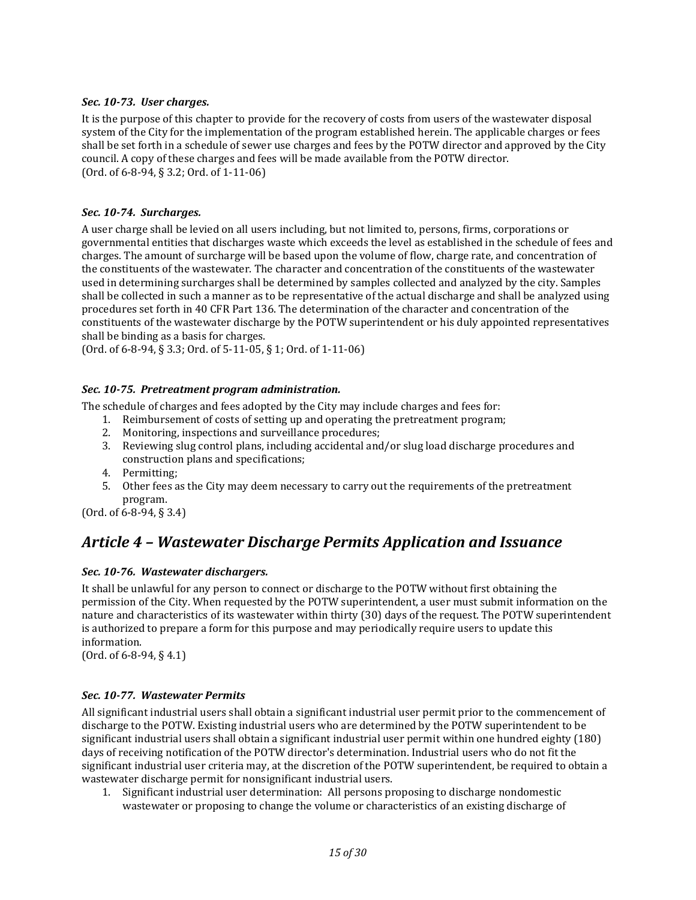### *Sec. 10-73. User charges.*

It is the purpose of this chapter to provide for the recovery of costs from users of the wastewater disposal system of the City for the implementation of the program established herein. The applicable charges or fees shall be set forth in a schedule of sewer use charges and fees by the POTW director and approved by the City council. A copy of these charges and fees will be made available from the POTW director.
(Ord. of 6-8-94, § 3.2; Ord. of 1-11-06)

### *Sec. 10-74. Surcharges.*

A user charge shall be levied on all users including, but not limited to, persons, firms, corporations or governmental entities that discharges waste which exceeds the level as established in the schedule of fees and charges. The amount of surcharge will be based upon the volume of flow, charge rate, and concentration of the constituents of the wastewater. The character and concentration of the constituents of the wastewater used in determining surcharges shall be determined by samples collected and analyzed by the city. Samples shall be collected in such a manner as to be representative of the actual discharge and shall be analyzed using procedures set forth in 40 CFR Part 136. The determination of the character and concentration of the constituents of the wastewater discharge by the POTW superintendent or his duly appointed representatives shall be binding as a basis for charges.
(Ord. of 6-8-94, § 3.3; Ord. of 5-11-05, § 1; Ord. of 1-11-06)

### *Sec. 10-75. Pretreatment program administration.*

The schedule of charges and fees adopted by the City may include charges and fees for:

1. Reimbursement of costs of setting up and operating the pretreatment program;
2. Monitoring, inspections and surveillance procedures;
3. Reviewing slug control plans, including accidental and/or slug load discharge procedures and construction plans and specifications;
4. Permitting;
5. Other fees as the City may deem necessary to carry out the requirements of the pretreatment program.

(Ord. of 6-8-94, § 3.4)

## *Article 4 – Wastewater Discharge Permits Application and Issuance*

### *Sec. 10-76. Wastewater dischargers.*

It shall be unlawful for any person to connect or discharge to the POTW without first obtaining the permission of the City. When requested by the POTW superintendent, a user must submit information on the nature and characteristics of its wastewater within thirty (30) days of the request. The POTW superintendent is authorized to prepare a form for this purpose and may periodically require users to update this information.
(Ord. of 6-8-94, § 4.1)

### *Sec. 10-77. Wastewater Permits*

All significant industrial users shall obtain a significant industrial user permit prior to the commencement of discharge to the POTW. Existing industrial users who are determined by the POTW superintendent to be significant industrial users shall obtain a significant industrial user permit within one hundred eighty (180) days of receiving notification of the POTW director's determination. Industrial users who do not fit the significant industrial user criteria may, at the discretion of the POTW superintendent, be required to obtain a wastewater discharge permit for nonsignificant industrial users.

1. Significant industrial user determination: All persons proposing to discharge nondomestic wastewater or proposing to change the volume or characteristics of an existing discharge of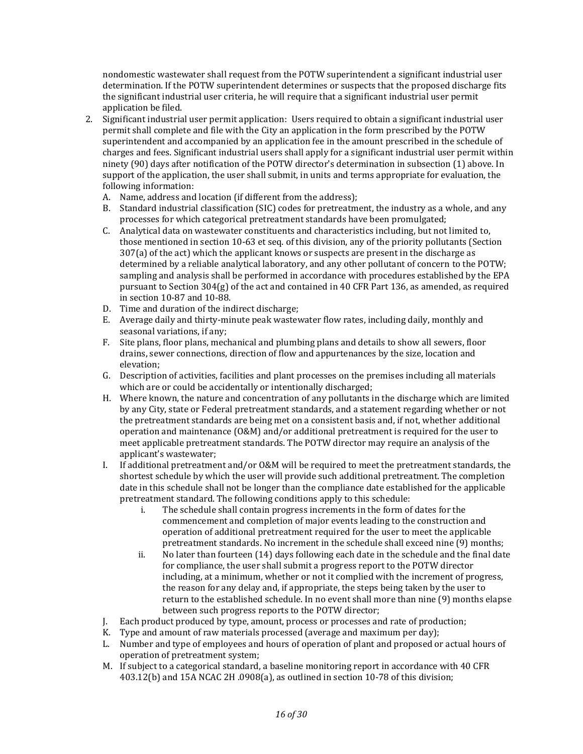nondomestic wastewater shall request from the POTW superintendent a significant industrial user determination. If the POTW superintendent determines or suspects that the proposed discharge fits the significant industrial user criteria, he will require that a significant industrial user permit application be filed.

2. Significant industrial user permit application: Users required to obtain a significant industrial user permit shall complete and file with the City an application in the form prescribed by the POTW superintendent and accompanied by an application fee in the amount prescribed in the schedule of charges and fees. Significant industrial users shall apply for a significant industrial user permit within ninety (90) days after notification of the POTW director's determination in subsection (1) above. In support of the application, the user shall submit, in units and terms appropriate for evaluation, the following information:
   A. Name, address and location (if different from the address);
   B. Standard industrial classification (SIC) codes for pretreatment, the industry as a whole, and any processes for which categorical pretreatment standards have been promulgated;
   C. Analytical data on wastewater constituents and characteristics including, but not limited to, those mentioned in section 10-63 et seq. of this division, any of the priority pollutants (Section 307(a) of the act) which the applicant knows or suspects are present in the discharge as determined by a reliable analytical laboratory, and any other pollutant of concern to the POTW; sampling and analysis shall be performed in accordance with procedures established by the EPA pursuant to Section 304(g) of the act and contained in 40 CFR Part 136, as amended, as required in section 10-87 and 10-88.
   D. Time and duration of the indirect discharge;
   E. Average daily and thirty-minute peak wastewater flow rates, including daily, monthly and seasonal variations, if any;
   F. Site plans, floor plans, mechanical and plumbing plans and details to show all sewers, floor drains, sewer connections, direction of flow and appurtenances by the size, location and elevation;
   G. Description of activities, facilities and plant processes on the premises including all materials which are or could be accidentally or intentionally discharged;
   H. Where known, the nature and concentration of any pollutants in the discharge which are limited by any City, state or Federal pretreatment standards, and a statement regarding whether or not the pretreatment standards are being met on a consistent basis and, if not, whether additional operation and maintenance (O&M) and/or additional pretreatment is required for the user to meet applicable pretreatment standards. The POTW director may require an analysis of the applicant's wastewater;
   I. If additional pretreatment and/or O&M will be required to meet the pretreatment standards, the shortest schedule by which the user will provide such additional pretreatment. The completion date in this schedule shall not be longer than the compliance date established for the applicable pretreatment standard. The following conditions apply to this schedule:
      i. The schedule shall contain progress increments in the form of dates for the commencement and completion of major events leading to the construction and operation of additional pretreatment required for the user to meet the applicable pretreatment standards. No increment in the schedule shall exceed nine (9) months;
      ii. No later than fourteen (14) days following each date in the schedule and the final date for compliance, the user shall submit a progress report to the POTW director including, at a minimum, whether or not it complied with the increment of progress, the reason for any delay and, if appropriate, the steps being taken by the user to return to the established schedule. In no event shall more than nine (9) months elapse between such progress reports to the POTW director;
   J. Each product produced by type, amount, process or processes and rate of production;
   K. Type and amount of raw materials processed (average and maximum per day);
   L. Number and type of employees and hours of operation of plant and proposed or actual hours of operation of pretreatment system;
   M. If subject to a categorical standard, a baseline monitoring report in accordance with 40 CFR 403.12(b) and 15A NCAC 2H .0908(a), as outlined in section 10-78 of this division;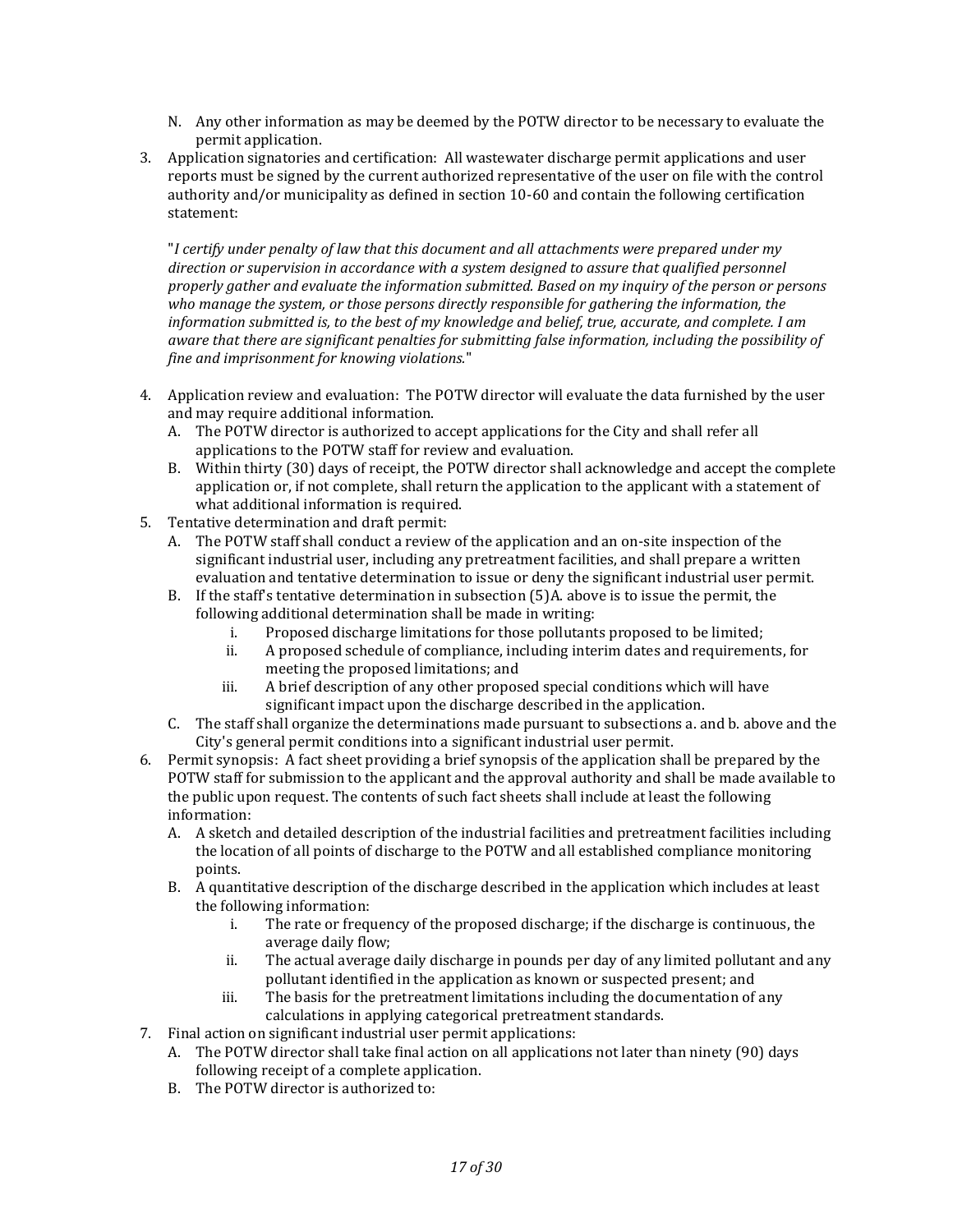N. Any other information as may be deemed by the POTW director to be necessary to evaluate the permit application.

3. Application signatories and certification: All wastewater discharge permit applications and user reports must be signed by the current authorized representative of the user on file with the control authority and/or municipality as defined in section 10-60 and contain the following certification statement:

   "*I certify under penalty of law that this document and all attachments were prepared under my direction or supervision in accordance with a system designed to assure that qualified personnel properly gather and evaluate the information submitted. Based on my inquiry of the person or persons who manage the system, or those persons directly responsible for gathering the information, the information submitted is, to the best of my knowledge and belief, true, accurate, and complete. I am aware that there are significant penalties for submitting false information, including the possibility of fine and imprisonment for knowing violations.*"

4. Application review and evaluation: The POTW director will evaluate the data furnished by the user and may require additional information.
   A. The POTW director is authorized to accept applications for the City and shall refer all applications to the POTW staff for review and evaluation.
   B. Within thirty (30) days of receipt, the POTW director shall acknowledge and accept the complete application or, if not complete, shall return the application to the applicant with a statement of what additional information is required.

5. Tentative determination and draft permit:
   A. The POTW staff shall conduct a review of the application and an on-site inspection of the significant industrial user, including any pretreatment facilities, and shall prepare a written evaluation and tentative determination to issue or deny the significant industrial user permit.
   B. If the staff's tentative determination in subsection (5)A. above is to issue the permit, the following additional determination shall be made in writing:
      i. Proposed discharge limitations for those pollutants proposed to be limited;
      ii. A proposed schedule of compliance, including interim dates and requirements, for meeting the proposed limitations; and
      iii. A brief description of any other proposed special conditions which will have significant impact upon the discharge described in the application.
   C. The staff shall organize the determinations made pursuant to subsections a. and b. above and the City's general permit conditions into a significant industrial user permit.

6. Permit synopsis: A fact sheet providing a brief synopsis of the application shall be prepared by the POTW staff for submission to the applicant and the approval authority and shall be made available to the public upon request. The contents of such fact sheets shall include at least the following information:
   A. A sketch and detailed description of the industrial facilities and pretreatment facilities including the location of all points of discharge to the POTW and all established compliance monitoring points.
   B. A quantitative description of the discharge described in the application which includes at least the following information:
      i. The rate or frequency of the proposed discharge; if the discharge is continuous, the average daily flow;
      ii. The actual average daily discharge in pounds per day of any limited pollutant and any pollutant identified in the application as known or suspected present; and
      iii. The basis for the pretreatment limitations including the documentation of any calculations in applying categorical pretreatment standards.

7. Final action on significant industrial user permit applications:
   A. The POTW director shall take final action on all applications not later than ninety (90) days following receipt of a complete application.
   B. The POTW director is authorized to: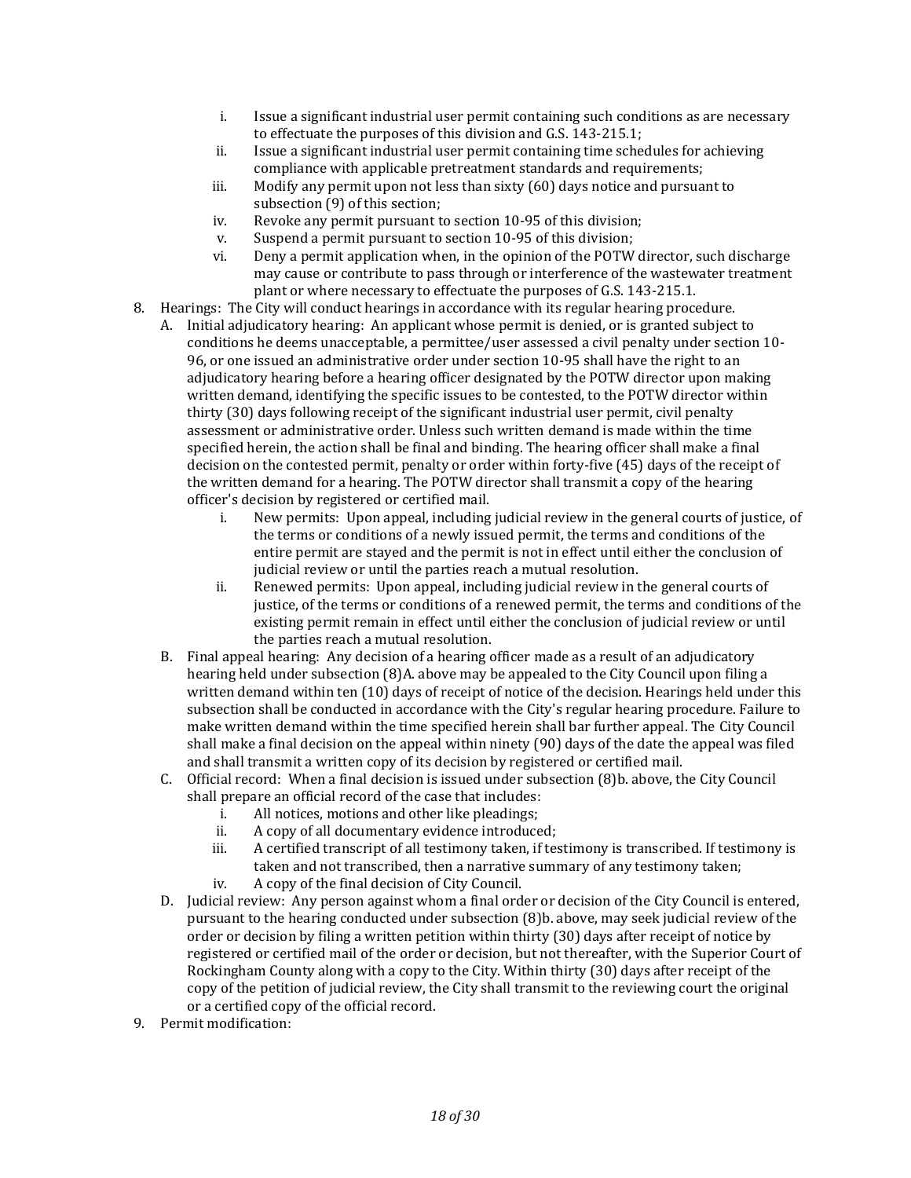i. Issue a significant industrial user permit containing such conditions as are necessary to effectuate the purposes of this division and G.S. 143-215.1;
   ii. Issue a significant industrial user permit containing time schedules for achieving compliance with applicable pretreatment standards and requirements;
   iii. Modify any permit upon not less than sixty (60) days notice and pursuant to subsection (9) of this section;
   iv. Revoke any permit pursuant to section 10-95 of this division;
   v. Suspend a permit pursuant to section 10-95 of this division;
   vi. Deny a permit application when, in the opinion of the POTW director, such discharge may cause or contribute to pass through or interference of the wastewater treatment plant or where necessary to effectuate the purposes of G.S. 143-215.1.

8. Hearings: The City will conduct hearings in accordance with its regular hearing procedure.
   A. Initial adjudicatory hearing: An applicant whose permit is denied, or is granted subject to conditions he deems unacceptable, a permittee/user assessed a civil penalty under section 10-96, or one issued an administrative order under section 10-95 shall have the right to an adjudicatory hearing before a hearing officer designated by the POTW director upon making written demand, identifying the specific issues to be contested, to the POTW director within thirty (30) days following receipt of the significant industrial user permit, civil penalty assessment or administrative order. Unless such written demand is made within the time specified herein, the action shall be final and binding. The hearing officer shall make a final decision on the contested permit, penalty or order within forty-five (45) days of the receipt of the written demand for a hearing. The POTW director shall transmit a copy of the hearing officer's decision by registered or certified mail.
      i. New permits: Upon appeal, including judicial review in the general courts of justice, of the terms or conditions of a newly issued permit, the terms and conditions of the entire permit are stayed and the permit is not in effect until either the conclusion of judicial review or until the parties reach a mutual resolution.
      ii. Renewed permits: Upon appeal, including judicial review in the general courts of justice, of the terms or conditions of a renewed permit, the terms and conditions of the existing permit remain in effect until either the conclusion of judicial review or until the parties reach a mutual resolution.
   B. Final appeal hearing: Any decision of a hearing officer made as a result of an adjudicatory hearing held under subsection (8)A. above may be appealed to the City Council upon filing a written demand within ten (10) days of receipt of notice of the decision. Hearings held under this subsection shall be conducted in accordance with the City's regular hearing procedure. Failure to make written demand within the time specified herein shall bar further appeal. The City Council shall make a final decision on the appeal within ninety (90) days of the date the appeal was filed and shall transmit a written copy of its decision by registered or certified mail.
   C. Official record: When a final decision is issued under subsection (8)b. above, the City Council shall prepare an official record of the case that includes:
      i. All notices, motions and other like pleadings;
      ii. A copy of all documentary evidence introduced;
      iii. A certified transcript of all testimony taken, if testimony is transcribed. If testimony is taken and not transcribed, then a narrative summary of any testimony taken;
      iv. A copy of the final decision of City Council.
   D. Judicial review: Any person against whom a final order or decision of the City Council is entered, pursuant to the hearing conducted under subsection (8)b. above, may seek judicial review of the order or decision by filing a written petition within thirty (30) days after receipt of notice by registered or certified mail of the order or decision, but not thereafter, with the Superior Court of Rockingham County along with a copy to the City. Within thirty (30) days after receipt of the copy of the petition of judicial review, the City shall transmit to the reviewing court the original or a certified copy of the official record.

9. Permit modification: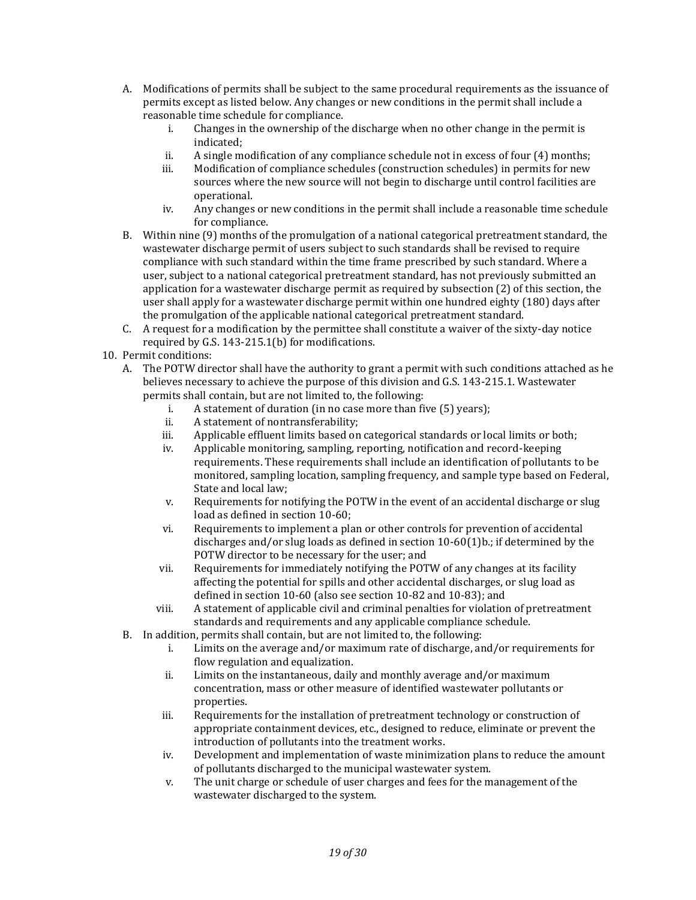A. Modifications of permits shall be subject to the same procedural requirements as the issuance of permits except as listed below. Any changes or new conditions in the permit shall include a reasonable time schedule for compliance.
    i. Changes in the ownership of the discharge when no other change in the permit is indicated;
    ii. A single modification of any compliance schedule not in excess of four (4) months;
    iii. Modification of compliance schedules (construction schedules) in permits for new sources where the new source will not begin to discharge until control facilities are operational.
    iv. Any changes or new conditions in the permit shall include a reasonable time schedule for compliance.

B. Within nine (9) months of the promulgation of a national categorical pretreatment standard, the wastewater discharge permit of users subject to such standards shall be revised to require compliance with such standard within the time frame prescribed by such standard. Where a user, subject to a national categorical pretreatment standard, has not previously submitted an application for a wastewater discharge permit as required by subsection (2) of this section, the user shall apply for a wastewater discharge permit within one hundred eighty (180) days after the promulgation of the applicable national categorical pretreatment standard.

C. A request for a modification by the permittee shall constitute a waiver of the sixty-day notice required by G.S. 143-215.1(b) for modifications.

10. Permit conditions:

A. The POTW director shall have the authority to grant a permit with such conditions attached as he believes necessary to achieve the purpose of this division and G.S. 143-215.1. Wastewater permits shall contain, but are not limited to, the following:
    i. A statement of duration (in no case more than five (5) years);
    ii. A statement of nontransferability;
    iii. Applicable effluent limits based on categorical standards or local limits or both;
    iv. Applicable monitoring, sampling, reporting, notification and record-keeping requirements. These requirements shall include an identification of pollutants to be monitored, sampling location, sampling frequency, and sample type based on Federal, State and local law;
    v. Requirements for notifying the POTW in the event of an accidental discharge or slug load as defined in section 10-60;
    vi. Requirements to implement a plan or other controls for prevention of accidental discharges and/or slug loads as defined in section 10-60(1)b.; if determined by the POTW director to be necessary for the user; and
    vii. Requirements for immediately notifying the POTW of any changes at its facility affecting the potential for spills and other accidental discharges, or slug load as defined in section 10-60 (also see section 10-82 and 10-83); and
    viii. A statement of applicable civil and criminal penalties for violation of pretreatment standards and requirements and any applicable compliance schedule.

B. In addition, permits shall contain, but are not limited to, the following:
    i. Limits on the average and/or maximum rate of discharge, and/or requirements for flow regulation and equalization.
    ii. Limits on the instantaneous, daily and monthly average and/or maximum concentration, mass or other measure of identified wastewater pollutants or properties.
    iii. Requirements for the installation of pretreatment technology or construction of appropriate containment devices, etc., designed to reduce, eliminate or prevent the introduction of pollutants into the treatment works.
    iv. Development and implementation of waste minimization plans to reduce the amount of pollutants discharged to the municipal wastewater system.
    v. The unit charge or schedule of user charges and fees for the management of the wastewater discharged to the system.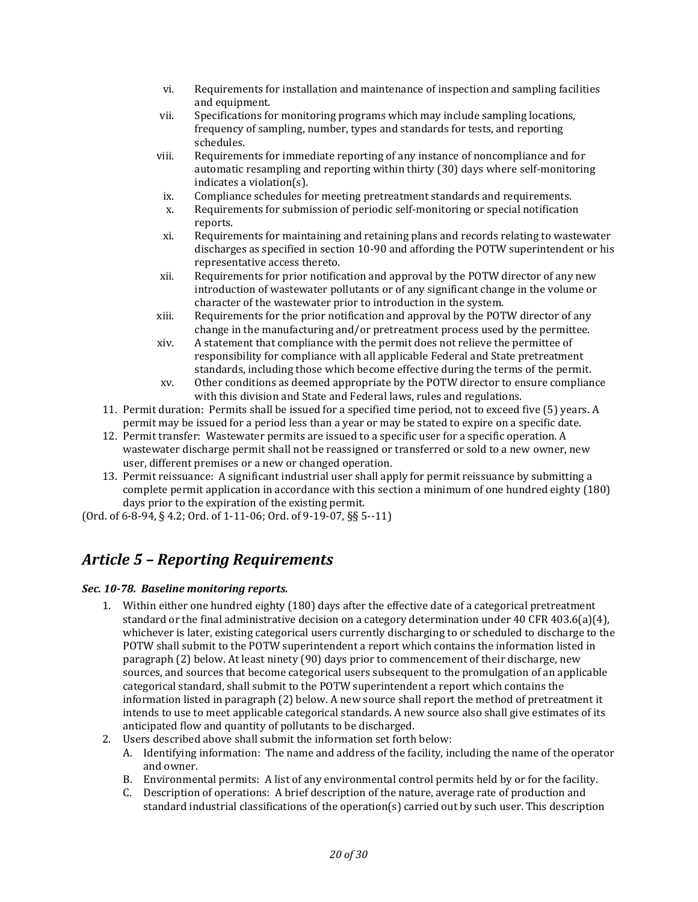vi. Requirements for installation and maintenance of inspection and sampling facilities and equipment.

vii. Specifications for monitoring programs which may include sampling locations, frequency of sampling, number, types and standards for tests, and reporting schedules.

viii. Requirements for immediate reporting of any instance of noncompliance and for automatic resampling and reporting within thirty (30) days where self-monitoring indicates a violation(s).

ix. Compliance schedules for meeting pretreatment standards and requirements.

x. Requirements for submission of periodic self-monitoring or special notification reports.

xi. Requirements for maintaining and retaining plans and records relating to wastewater discharges as specified in section 10-90 and affording the POTW superintendent or his representative access thereto.

xii. Requirements for prior notification and approval by the POTW director of any new introduction of wastewater pollutants or of any significant change in the volume or character of the wastewater prior to introduction in the system.

xiii. Requirements for the prior notification and approval by the POTW director of any change in the manufacturing and/or pretreatment process used by the permittee.

xiv. A statement that compliance with the permit does not relieve the permittee of responsibility for compliance with all applicable Federal and State pretreatment standards, including those which become effective during the terms of the permit.

xv. Other conditions as deemed appropriate by the POTW director to ensure compliance with this division and State and Federal laws, rules and regulations.

11. Permit duration: Permits shall be issued for a specified time period, not to exceed five (5) years. A permit may be issued for a period less than a year or may be stated to expire on a specific date.
12. Permit transfer: Wastewater permits are issued to a specific user for a specific operation. A wastewater discharge permit shall not be reassigned or transferred or sold to a new owner, new user, different premises or a new or changed operation.
13. Permit reissuance: A significant industrial user shall apply for permit reissuance by submitting a complete permit application in accordance with this section a minimum of one hundred eighty (180) days prior to the expiration of the existing permit.

(Ord. of 6-8-94, § 4.2; Ord. of 1-11-06; Ord. of 9-19-07, §§ 5--11)

## *Article 5 – Reporting Requirements*

***Sec. 10-78. Baseline monitoring reports.***

1. Within either one hundred eighty (180) days after the effective date of a categorical pretreatment standard or the final administrative decision on a category determination under 40 CFR 403.6(a)(4), whichever is later, existing categorical users currently discharging to or scheduled to discharge to the POTW shall submit to the POTW superintendent a report which contains the information listed in paragraph (2) below. At least ninety (90) days prior to commencement of their discharge, new sources, and sources that become categorical users subsequent to the promulgation of an applicable categorical standard, shall submit to the POTW superintendent a report which contains the information listed in paragraph (2) below. A new source shall report the method of pretreatment it intends to use to meet applicable categorical standards. A new source also shall give estimates of its anticipated flow and quantity of pollutants to be discharged.
2. Users described above shall submit the information set forth below:
   A. Identifying information: The name and address of the facility, including the name of the operator and owner.
   B. Environmental permits: A list of any environmental control permits held by or for the facility.
   C. Description of operations: A brief description of the nature, average rate of production and standard industrial classifications of the operation(s) carried out by such user. This description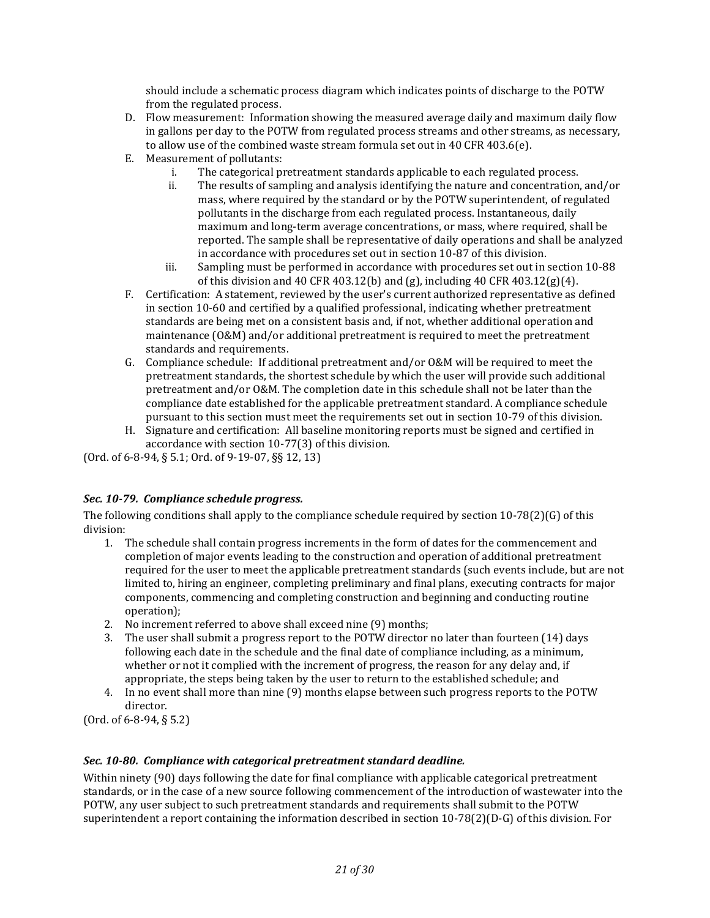should include a schematic process diagram which indicates points of discharge to the POTW from the regulated process.

D. Flow measurement: Information showing the measured average daily and maximum daily flow in gallons per day to the POTW from regulated process streams and other streams, as necessary, to allow use of the combined waste stream formula set out in 40 CFR 403.6(e).

E. Measurement of pollutants:
   i. The categorical pretreatment standards applicable to each regulated process.
   ii. The results of sampling and analysis identifying the nature and concentration, and/or mass, where required by the standard or by the POTW superintendent, of regulated pollutants in the discharge from each regulated process. Instantaneous, daily maximum and long-term average concentrations, or mass, where required, shall be reported. The sample shall be representative of daily operations and shall be analyzed in accordance with procedures set out in section 10-87 of this division.
   iii. Sampling must be performed in accordance with procedures set out in section 10-88 of this division and 40 CFR 403.12(b) and (g), including 40 CFR 403.12(g)(4).

F. Certification: A statement, reviewed by the user's current authorized representative as defined in section 10-60 and certified by a qualified professional, indicating whether pretreatment standards are being met on a consistent basis and, if not, whether additional operation and maintenance (O&M) and/or additional pretreatment is required to meet the pretreatment standards and requirements.

G. Compliance schedule: If additional pretreatment and/or O&M will be required to meet the pretreatment standards, the shortest schedule by which the user will provide such additional pretreatment and/or O&M. The completion date in this schedule shall not be later than the compliance date established for the applicable pretreatment standard. A compliance schedule pursuant to this section must meet the requirements set out in section 10-79 of this division.

H. Signature and certification: All baseline monitoring reports must be signed and certified in accordance with section 10-77(3) of this division.

(Ord. of 6-8-94, § 5.1; Ord. of 9-19-07, §§ 12, 13)

### *Sec. 10-79. Compliance schedule progress.*

The following conditions shall apply to the compliance schedule required by section 10-78(2)(G) of this division:

1. The schedule shall contain progress increments in the form of dates for the commencement and completion of major events leading to the construction and operation of additional pretreatment required for the user to meet the applicable pretreatment standards (such events include, but are not limited to, hiring an engineer, completing preliminary and final plans, executing contracts for major components, commencing and completing construction and beginning and conducting routine operation);
2. No increment referred to above shall exceed nine (9) months;
3. The user shall submit a progress report to the POTW director no later than fourteen (14) days following each date in the schedule and the final date of compliance including, as a minimum, whether or not it complied with the increment of progress, the reason for any delay and, if appropriate, the steps being taken by the user to return to the established schedule; and
4. In no event shall more than nine (9) months elapse between such progress reports to the POTW director.

(Ord. of 6-8-94, § 5.2)

### *Sec. 10-80. Compliance with categorical pretreatment standard deadline.*

Within ninety (90) days following the date for final compliance with applicable categorical pretreatment standards, or in the case of a new source following commencement of the introduction of wastewater into the POTW, any user subject to such pretreatment standards and requirements shall submit to the POTW superintendent a report containing the information described in section 10-78(2)(D-G) of this division. For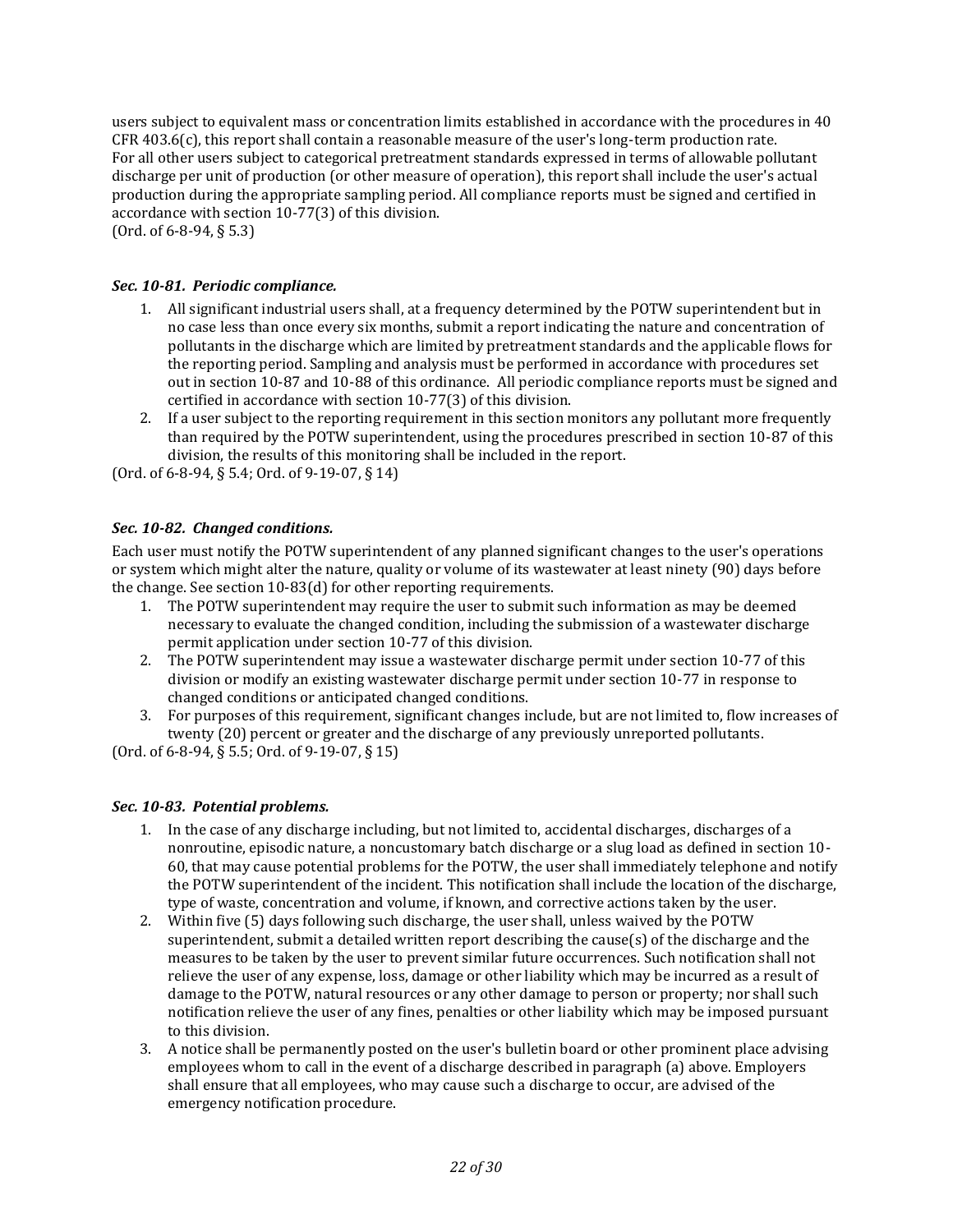users subject to equivalent mass or concentration limits established in accordance with the procedures in 40 CFR 403.6(c), this report shall contain a reasonable measure of the user's long-term production rate. For all other users subject to categorical pretreatment standards expressed in terms of allowable pollutant discharge per unit of production (or other measure of operation), this report shall include the user's actual production during the appropriate sampling period. All compliance reports must be signed and certified in accordance with section 10-77(3) of this division.
(Ord. of 6-8-94, § 5.3)

### *Sec. 10-81. Periodic compliance.*

1. All significant industrial users shall, at a frequency determined by the POTW superintendent but in no case less than once every six months, submit a report indicating the nature and concentration of pollutants in the discharge which are limited by pretreatment standards and the applicable flows for the reporting period. Sampling and analysis must be performed in accordance with procedures set out in section 10-87 and 10-88 of this ordinance. All periodic compliance reports must be signed and certified in accordance with section 10-77(3) of this division.
2. If a user subject to the reporting requirement in this section monitors any pollutant more frequently than required by the POTW superintendent, using the procedures prescribed in section 10-87 of this division, the results of this monitoring shall be included in the report.

(Ord. of 6-8-94, § 5.4; Ord. of 9-19-07, § 14)

### *Sec. 10-82. Changed conditions.*

Each user must notify the POTW superintendent of any planned significant changes to the user's operations or system which might alter the nature, quality or volume of its wastewater at least ninety (90) days before the change. See section 10-83(d) for other reporting requirements.

1. The POTW superintendent may require the user to submit such information as may be deemed necessary to evaluate the changed condition, including the submission of a wastewater discharge permit application under section 10-77 of this division.
2. The POTW superintendent may issue a wastewater discharge permit under section 10-77 of this division or modify an existing wastewater discharge permit under section 10-77 in response to changed conditions or anticipated changed conditions.
3. For purposes of this requirement, significant changes include, but are not limited to, flow increases of twenty (20) percent or greater and the discharge of any previously unreported pollutants.

(Ord. of 6-8-94, § 5.5; Ord. of 9-19-07, § 15)

### *Sec. 10-83. Potential problems.*

1. In the case of any discharge including, but not limited to, accidental discharges, discharges of a nonroutine, episodic nature, a noncustomary batch discharge or a slug load as defined in section 10-60, that may cause potential problems for the POTW, the user shall immediately telephone and notify the POTW superintendent of the incident. This notification shall include the location of the discharge, type of waste, concentration and volume, if known, and corrective actions taken by the user.
2. Within five (5) days following such discharge, the user shall, unless waived by the POTW superintendent, submit a detailed written report describing the cause(s) of the discharge and the measures to be taken by the user to prevent similar future occurrences. Such notification shall not relieve the user of any expense, loss, damage or other liability which may be incurred as a result of damage to the POTW, natural resources or any other damage to person or property; nor shall such notification relieve the user of any fines, penalties or other liability which may be imposed pursuant to this division.
3. A notice shall be permanently posted on the user's bulletin board or other prominent place advising employees whom to call in the event of a discharge described in paragraph (a) above. Employers shall ensure that all employees, who may cause such a discharge to occur, are advised of the emergency notification procedure.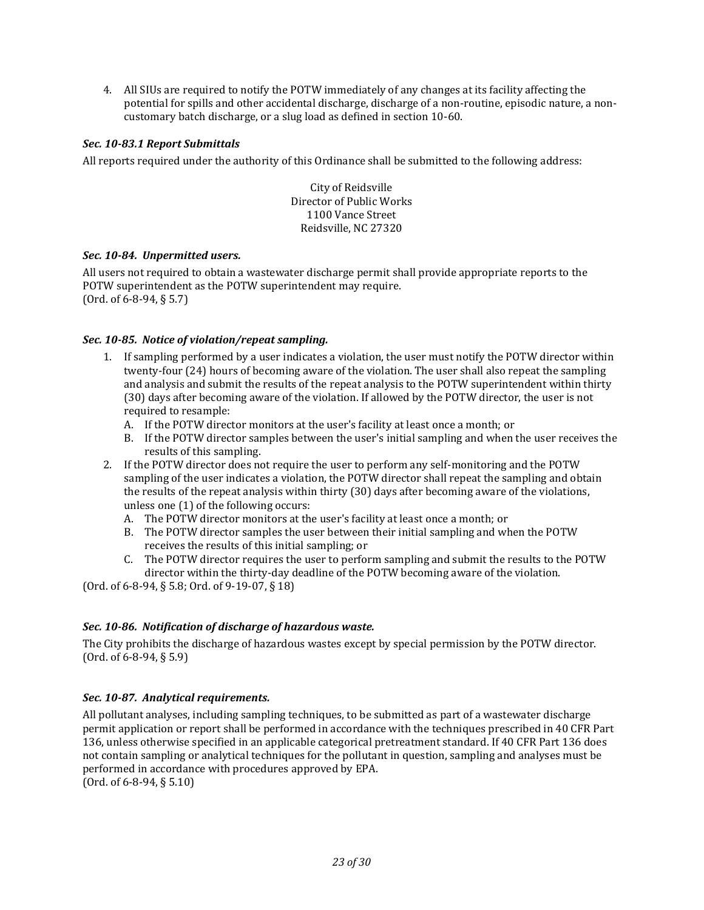4. All SIUs are required to notify the POTW immediately of any changes at its facility affecting the potential for spills and other accidental discharge, discharge of a non-routine, episodic nature, a non-customary batch discharge, or a slug load as defined in section 10-60.

### *Sec. 10-83.1 Report Submittals*

All reports required under the authority of this Ordinance shall be submitted to the following address:

City of Reidsville
Director of Public Works
1100 Vance Street
Reidsville, NC 27320

### *Sec. 10-84. Unpermitted users.*

All users not required to obtain a wastewater discharge permit shall provide appropriate reports to the POTW superintendent as the POTW superintendent may require.
(Ord. of 6-8-94, § 5.7)

### *Sec. 10-85. Notice of violation/repeat sampling.*

1. If sampling performed by a user indicates a violation, the user must notify the POTW director within twenty-four (24) hours of becoming aware of the violation. The user shall also repeat the sampling and analysis and submit the results of the repeat analysis to the POTW superintendent within thirty (30) days after becoming aware of the violation. If allowed by the POTW director, the user is not required to resample:
   A. If the POTW director monitors at the user's facility at least once a month; or
   B. If the POTW director samples between the user's initial sampling and when the user receives the results of this sampling.
2. If the POTW director does not require the user to perform any self-monitoring and the POTW sampling of the user indicates a violation, the POTW director shall repeat the sampling and obtain the results of the repeat analysis within thirty (30) days after becoming aware of the violations, unless one (1) of the following occurs:
   A. The POTW director monitors at the user's facility at least once a month; or
   B. The POTW director samples the user between their initial sampling and when the POTW receives the results of this initial sampling; or
   C. The POTW director requires the user to perform sampling and submit the results to the POTW director within the thirty-day deadline of the POTW becoming aware of the violation.

(Ord. of 6-8-94, § 5.8; Ord. of 9-19-07, § 18)

### *Sec. 10-86. Notification of discharge of hazardous waste.*

The City prohibits the discharge of hazardous wastes except by special permission by the POTW director.
(Ord. of 6-8-94, § 5.9)

### *Sec. 10-87. Analytical requirements.*

All pollutant analyses, including sampling techniques, to be submitted as part of a wastewater discharge permit application or report shall be performed in accordance with the techniques prescribed in 40 CFR Part 136, unless otherwise specified in an applicable categorical pretreatment standard. If 40 CFR Part 136 does not contain sampling or analytical techniques for the pollutant in question, sampling and analyses must be performed in accordance with procedures approved by EPA.
(Ord. of 6-8-94, § 5.10)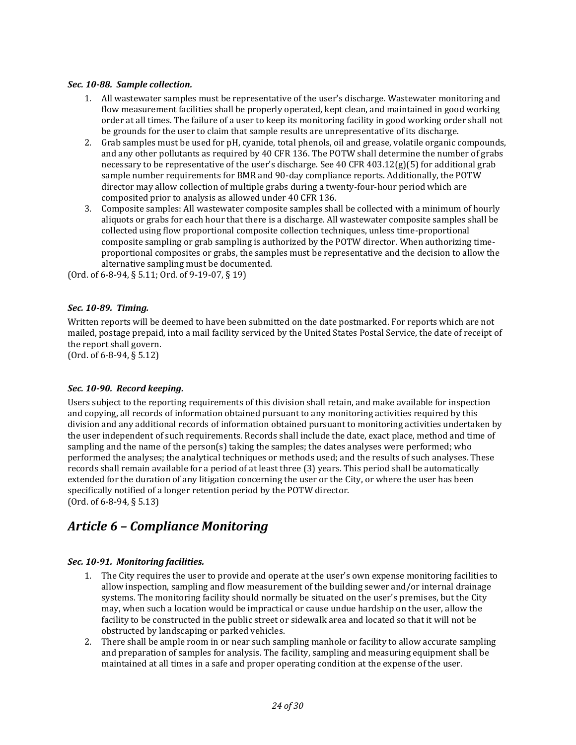***Sec. 10-88. Sample collection.***

1. All wastewater samples must be representative of the user's discharge. Wastewater monitoring and flow measurement facilities shall be properly operated, kept clean, and maintained in good working order at all times. The failure of a user to keep its monitoring facility in good working order shall not be grounds for the user to claim that sample results are unrepresentative of its discharge.
2. Grab samples must be used for pH, cyanide, total phenols, oil and grease, volatile organic compounds, and any other pollutants as required by 40 CFR 136. The POTW shall determine the number of grabs necessary to be representative of the user's discharge. See 40 CFR 403.12(g)(5) for additional grab sample number requirements for BMR and 90-day compliance reports. Additionally, the POTW director may allow collection of multiple grabs during a twenty-four-hour period which are composited prior to analysis as allowed under 40 CFR 136.
3. Composite samples: All wastewater composite samples shall be collected with a minimum of hourly aliquots or grabs for each hour that there is a discharge. All wastewater composite samples shall be collected using flow proportional composite collection techniques, unless time-proportional composite sampling or grab sampling is authorized by the POTW director. When authorizing time-proportional composites or grabs, the samples must be representative and the decision to allow the alternative sampling must be documented.

(Ord. of 6-8-94, § 5.11; Ord. of 9-19-07, § 19)

***Sec. 10-89. Timing.***

Written reports will be deemed to have been submitted on the date postmarked. For reports which are not mailed, postage prepaid, into a mail facility serviced by the United States Postal Service, the date of receipt of the report shall govern.
(Ord. of 6-8-94, § 5.12)

***Sec. 10-90. Record keeping.***

Users subject to the reporting requirements of this division shall retain, and make available for inspection and copying, all records of information obtained pursuant to any monitoring activities required by this division and any additional records of information obtained pursuant to monitoring activities undertaken by the user independent of such requirements. Records shall include the date, exact place, method and time of sampling and the name of the person(s) taking the samples; the dates analyses were performed; who performed the analyses; the analytical techniques or methods used; and the results of such analyses. These records shall remain available for a period of at least three (3) years. This period shall be automatically extended for the duration of any litigation concerning the user or the City, or where the user has been specifically notified of a longer retention period by the POTW director.
(Ord. of 6-8-94, § 5.13)

## *Article 6 – Compliance Monitoring*

***Sec. 10-91. Monitoring facilities.***

1. The City requires the user to provide and operate at the user's own expense monitoring facilities to allow inspection, sampling and flow measurement of the building sewer and/or internal drainage systems. The monitoring facility should normally be situated on the user's premises, but the City may, when such a location would be impractical or cause undue hardship on the user, allow the facility to be constructed in the public street or sidewalk area and located so that it will not be obstructed by landscaping or parked vehicles.
2. There shall be ample room in or near such sampling manhole or facility to allow accurate sampling and preparation of samples for analysis. The facility, sampling and measuring equipment shall be maintained at all times in a safe and proper operating condition at the expense of the user.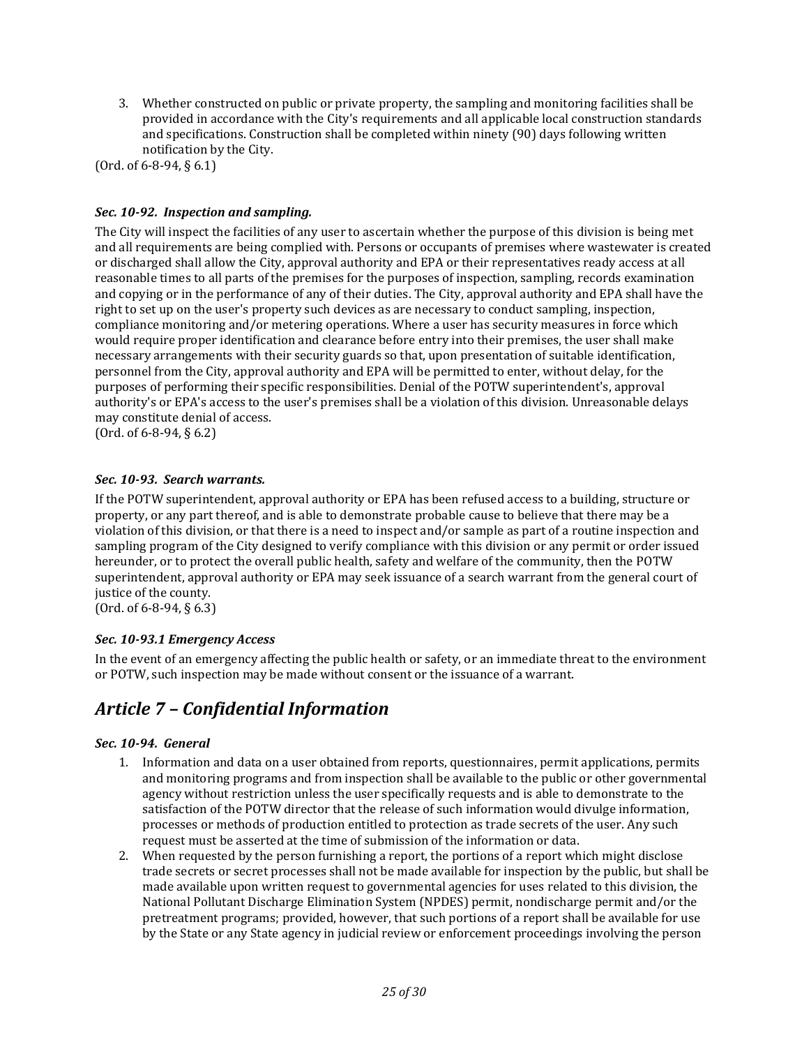3. Whether constructed on public or private property, the sampling and monitoring facilities shall be provided in accordance with the City's requirements and all applicable local construction standards and specifications. Construction shall be completed within ninety (90) days following written notification by the City.

(Ord. of 6-8-94, § 6.1)

#### *Sec. 10-92. Inspection and sampling.*

The City will inspect the facilities of any user to ascertain whether the purpose of this division is being met and all requirements are being complied with. Persons or occupants of premises where wastewater is created or discharged shall allow the City, approval authority and EPA or their representatives ready access at all reasonable times to all parts of the premises for the purposes of inspection, sampling, records examination and copying or in the performance of any of their duties. The City, approval authority and EPA shall have the right to set up on the user's property such devices as are necessary to conduct sampling, inspection, compliance monitoring and/or metering operations. Where a user has security measures in force which would require proper identification and clearance before entry into their premises, the user shall make necessary arrangements with their security guards so that, upon presentation of suitable identification, personnel from the City, approval authority and EPA will be permitted to enter, without delay, for the purposes of performing their specific responsibilities. Denial of the POTW superintendent's, approval authority's or EPA's access to the user's premises shall be a violation of this division. Unreasonable delays may constitute denial of access.

(Ord. of 6-8-94, § 6.2)

#### *Sec. 10-93. Search warrants.*

If the POTW superintendent, approval authority or EPA has been refused access to a building, structure or property, or any part thereof, and is able to demonstrate probable cause to believe that there may be a violation of this division, or that there is a need to inspect and/or sample as part of a routine inspection and sampling program of the City designed to verify compliance with this division or any permit or order issued hereunder, or to protect the overall public health, safety and welfare of the community, then the POTW superintendent, approval authority or EPA may seek issuance of a search warrant from the general court of justice of the county.

(Ord. of 6-8-94, § 6.3)

#### *Sec. 10-93.1 Emergency Access*

In the event of an emergency affecting the public health or safety, or an immediate threat to the environment or POTW, such inspection may be made without consent or the issuance of a warrant.

## *Article 7 – Confidential Information*

#### *Sec. 10-94. General*

1. Information and data on a user obtained from reports, questionnaires, permit applications, permits and monitoring programs and from inspection shall be available to the public or other governmental agency without restriction unless the user specifically requests and is able to demonstrate to the satisfaction of the POTW director that the release of such information would divulge information, processes or methods of production entitled to protection as trade secrets of the user. Any such request must be asserted at the time of submission of the information or data.
2. When requested by the person furnishing a report, the portions of a report which might disclose trade secrets or secret processes shall not be made available for inspection by the public, but shall be made available upon written request to governmental agencies for uses related to this division, the National Pollutant Discharge Elimination System (NPDES) permit, nondischarge permit and/or the pretreatment programs; provided, however, that such portions of a report shall be available for use by the State or any State agency in judicial review or enforcement proceedings involving the person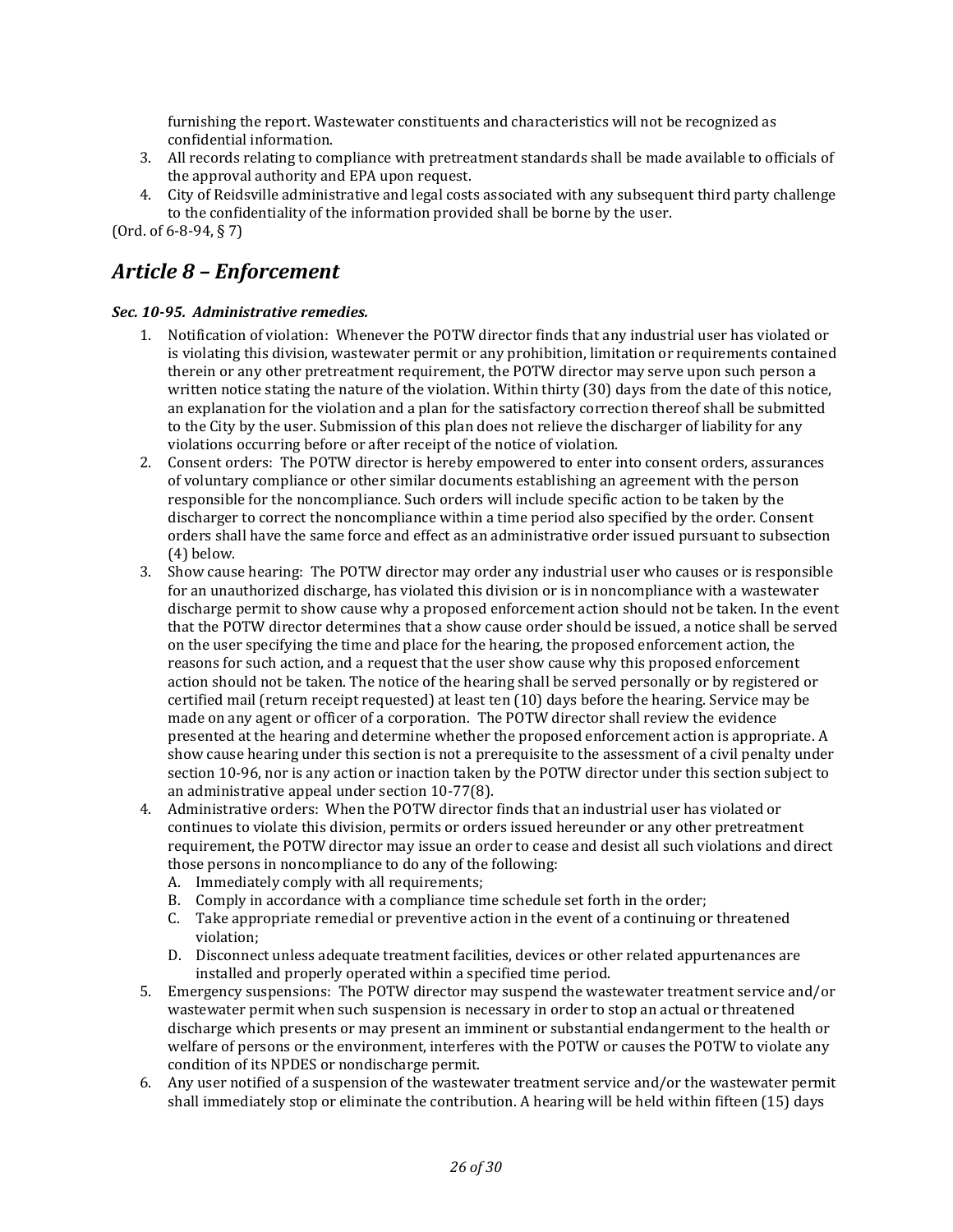furnishing the report. Wastewater constituents and characteristics will not be recognized as confidential information.

3. All records relating to compliance with pretreatment standards shall be made available to officials of the approval authority and EPA upon request.
4. City of Reidsville administrative and legal costs associated with any subsequent third party challenge to the confidentiality of the information provided shall be borne by the user.

(Ord. of 6-8-94, § 7)

## *Article 8 – Enforcement*

***Sec. 10-95. Administrative remedies.***

1. Notification of violation: Whenever the POTW director finds that any industrial user has violated or is violating this division, wastewater permit or any prohibition, limitation or requirements contained therein or any other pretreatment requirement, the POTW director may serve upon such person a written notice stating the nature of the violation. Within thirty (30) days from the date of this notice, an explanation for the violation and a plan for the satisfactory correction thereof shall be submitted to the City by the user. Submission of this plan does not relieve the discharger of liability for any violations occurring before or after receipt of the notice of violation.
2. Consent orders: The POTW director is hereby empowered to enter into consent orders, assurances of voluntary compliance or other similar documents establishing an agreement with the person responsible for the noncompliance. Such orders will include specific action to be taken by the discharger to correct the noncompliance within a time period also specified by the order. Consent orders shall have the same force and effect as an administrative order issued pursuant to subsection (4) below.
3. Show cause hearing: The POTW director may order any industrial user who causes or is responsible for an unauthorized discharge, has violated this division or is in noncompliance with a wastewater discharge permit to show cause why a proposed enforcement action should not be taken. In the event that the POTW director determines that a show cause order should be issued, a notice shall be served on the user specifying the time and place for the hearing, the proposed enforcement action, the reasons for such action, and a request that the user show cause why this proposed enforcement action should not be taken. The notice of the hearing shall be served personally or by registered or certified mail (return receipt requested) at least ten (10) days before the hearing. Service may be made on any agent or officer of a corporation. The POTW director shall review the evidence presented at the hearing and determine whether the proposed enforcement action is appropriate. A show cause hearing under this section is not a prerequisite to the assessment of a civil penalty under section 10-96, nor is any action or inaction taken by the POTW director under this section subject to an administrative appeal under section 10-77(8).
4. Administrative orders: When the POTW director finds that an industrial user has violated or continues to violate this division, permits or orders issued hereunder or any other pretreatment requirement, the POTW director may issue an order to cease and desist all such violations and direct those persons in noncompliance to do any of the following:
   A. Immediately comply with all requirements;
   B. Comply in accordance with a compliance time schedule set forth in the order;
   C. Take appropriate remedial or preventive action in the event of a continuing or threatened violation;
   D. Disconnect unless adequate treatment facilities, devices or other related appurtenances are installed and properly operated within a specified time period.
5. Emergency suspensions: The POTW director may suspend the wastewater treatment service and/or wastewater permit when such suspension is necessary in order to stop an actual or threatened discharge which presents or may present an imminent or substantial endangerment to the health or welfare of persons or the environment, interferes with the POTW or causes the POTW to violate any condition of its NPDES or nondischarge permit.
6. Any user notified of a suspension of the wastewater treatment service and/or the wastewater permit shall immediately stop or eliminate the contribution. A hearing will be held within fifteen (15) days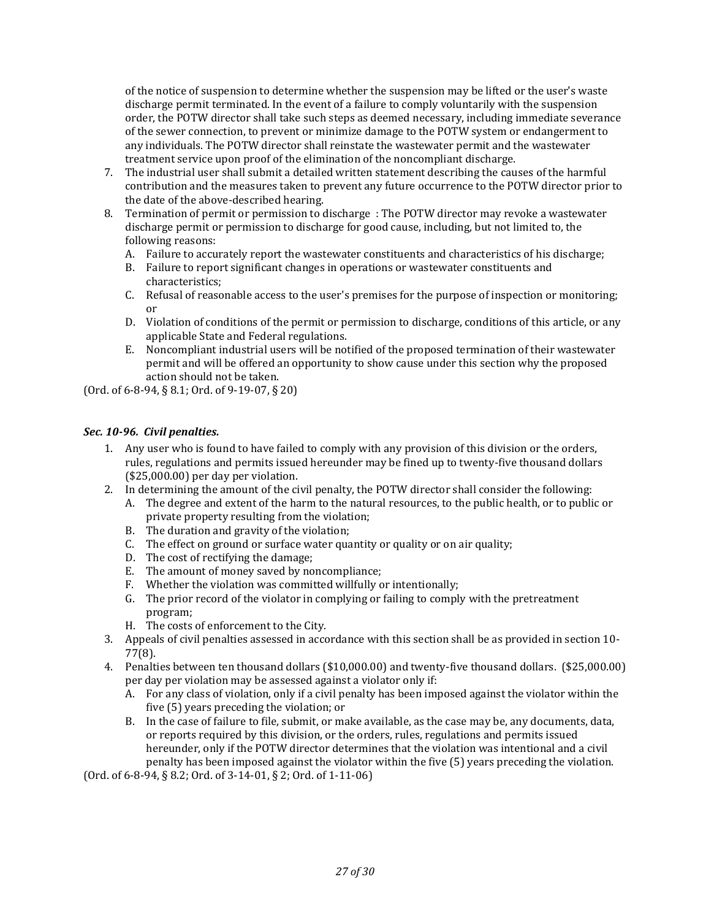of the notice of suspension to determine whether the suspension may be lifted or the user's waste discharge permit terminated. In the event of a failure to comply voluntarily with the suspension order, the POTW director shall take such steps as deemed necessary, including immediate severance of the sewer connection, to prevent or minimize damage to the POTW system or endangerment to any individuals. The POTW director shall reinstate the wastewater permit and the wastewater treatment service upon proof of the elimination of the noncompliant discharge.

7. The industrial user shall submit a detailed written statement describing the causes of the harmful contribution and the measures taken to prevent any future occurrence to the POTW director prior to the date of the above-described hearing.
8. Termination of permit or permission to discharge : The POTW director may revoke a wastewater discharge permit or permission to discharge for good cause, including, but not limited to, the following reasons:
   A. Failure to accurately report the wastewater constituents and characteristics of his discharge;
   B. Failure to report significant changes in operations or wastewater constituents and characteristics;
   C. Refusal of reasonable access to the user's premises for the purpose of inspection or monitoring; or
   D. Violation of conditions of the permit or permission to discharge, conditions of this article, or any applicable State and Federal regulations.
   E. Noncompliant industrial users will be notified of the proposed termination of their wastewater permit and will be offered an opportunity to show cause under this section why the proposed action should not be taken.

(Ord. of 6-8-94, § 8.1; Ord. of 9-19-07, § 20)

### *Sec. 10-96. Civil penalties.*

1. Any user who is found to have failed to comply with any provision of this division or the orders, rules, regulations and permits issued hereunder may be fined up to twenty-five thousand dollars ($25,000.00) per day per violation.
2. In determining the amount of the civil penalty, the POTW director shall consider the following:
   A. The degree and extent of the harm to the natural resources, to the public health, or to public or private property resulting from the violation;
   B. The duration and gravity of the violation;
   C. The effect on ground or surface water quantity or quality or on air quality;
   D. The cost of rectifying the damage;
   E. The amount of money saved by noncompliance;
   F. Whether the violation was committed willfully or intentionally;
   G. The prior record of the violator in complying or failing to comply with the pretreatment program;
   H. The costs of enforcement to the City.
3. Appeals of civil penalties assessed in accordance with this section shall be as provided in section 10-77(8).
4. Penalties between ten thousand dollars ($10,000.00) and twenty-five thousand dollars. ($25,000.00) per day per violation may be assessed against a violator only if:
   A. For any class of violation, only if a civil penalty has been imposed against the violator within the five (5) years preceding the violation; or
   B. In the case of failure to file, submit, or make available, as the case may be, any documents, data, or reports required by this division, or the orders, rules, regulations and permits issued hereunder, only if the POTW director determines that the violation was intentional and a civil penalty has been imposed against the violator within the five (5) years preceding the violation.

(Ord. of 6-8-94, § 8.2; Ord. of 3-14-01, § 2; Ord. of 1-11-06)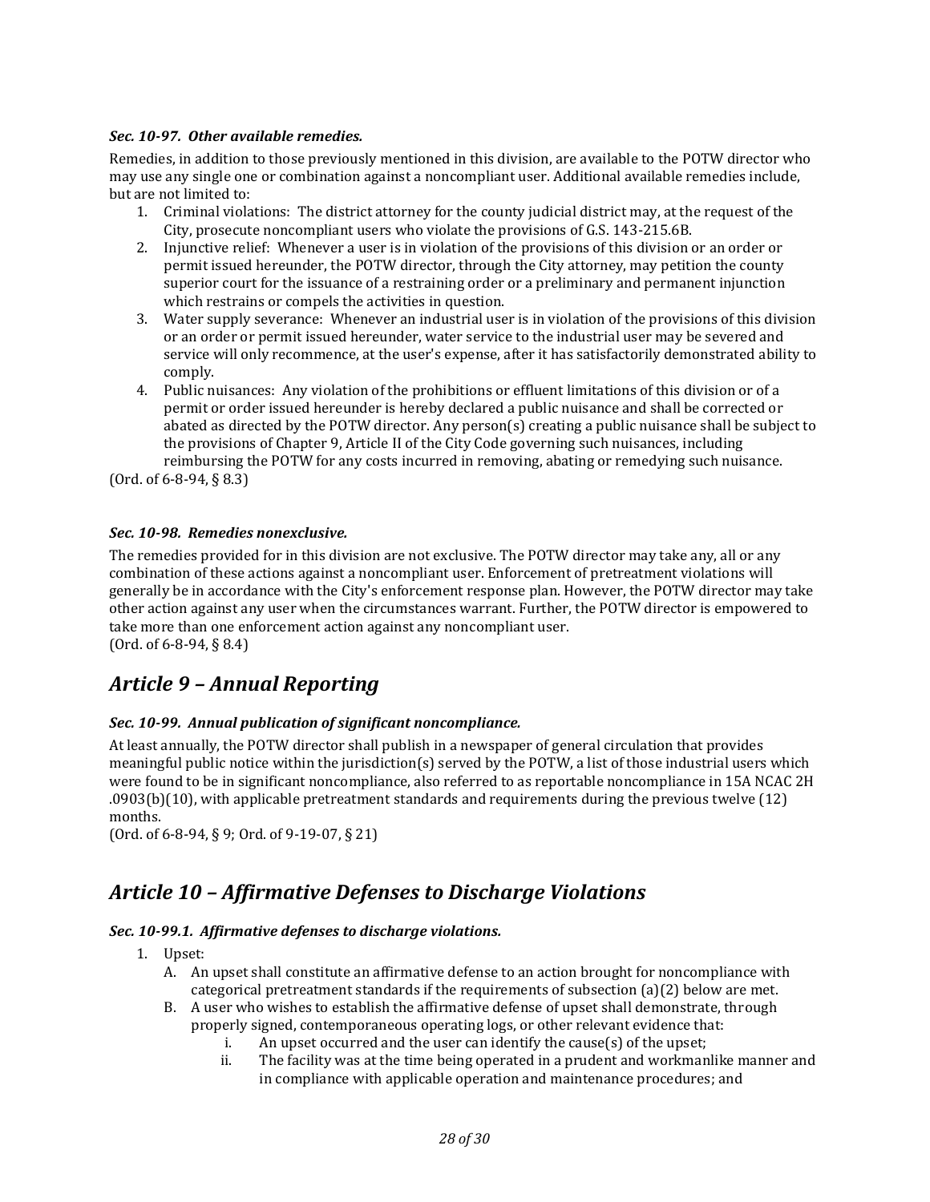***Sec. 10-97. Other available remedies.***

Remedies, in addition to those previously mentioned in this division, are available to the POTW director who may use any single one or combination against a noncompliant user. Additional available remedies include, but are not limited to:

1. Criminal violations: The district attorney for the county judicial district may, at the request of the City, prosecute noncompliant users who violate the provisions of G.S. 143-215.6B.
2. Injunctive relief: Whenever a user is in violation of the provisions of this division or an order or permit issued hereunder, the POTW director, through the City attorney, may petition the county superior court for the issuance of a restraining order or a preliminary and permanent injunction which restrains or compels the activities in question.
3. Water supply severance: Whenever an industrial user is in violation of the provisions of this division or an order or permit issued hereunder, water service to the industrial user may be severed and service will only recommence, at the user's expense, after it has satisfactorily demonstrated ability to comply.
4. Public nuisances: Any violation of the prohibitions or effluent limitations of this division or of a permit or order issued hereunder is hereby declared a public nuisance and shall be corrected or abated as directed by the POTW director. Any person(s) creating a public nuisance shall be subject to the provisions of Chapter 9, Article II of the City Code governing such nuisances, including reimbursing the POTW for any costs incurred in removing, abating or remedying such nuisance.

(Ord. of 6-8-94, § 8.3)

***Sec. 10-98. Remedies nonexclusive.***

The remedies provided for in this division are not exclusive. The POTW director may take any, all or any combination of these actions against a noncompliant user. Enforcement of pretreatment violations will generally be in accordance with the City's enforcement response plan. However, the POTW director may take other action against any user when the circumstances warrant. Further, the POTW director is empowered to take more than one enforcement action against any noncompliant user.
(Ord. of 6-8-94, § 8.4)

## *Article 9 – Annual Reporting*

***Sec. 10-99. Annual publication of significant noncompliance.***

At least annually, the POTW director shall publish in a newspaper of general circulation that provides meaningful public notice within the jurisdiction(s) served by the POTW, a list of those industrial users which were found to be in significant noncompliance, also referred to as reportable noncompliance in 15A NCAC 2H .0903(b)(10), with applicable pretreatment standards and requirements during the previous twelve (12) months.
(Ord. of 6-8-94, § 9; Ord. of 9-19-07, § 21)

## *Article 10 – Affirmative Defenses to Discharge Violations*

***Sec. 10-99.1. Affirmative defenses to discharge violations.***

1. Upset:
   - A. An upset shall constitute an affirmative defense to an action brought for noncompliance with categorical pretreatment standards if the requirements of subsection (a)(2) below are met.
   - B. A user who wishes to establish the affirmative defense of upset shall demonstrate, through properly signed, contemporaneous operating logs, or other relevant evidence that:
     - i. An upset occurred and the user can identify the cause(s) of the upset;
     - ii. The facility was at the time being operated in a prudent and workmanlike manner and in compliance with applicable operation and maintenance procedures; and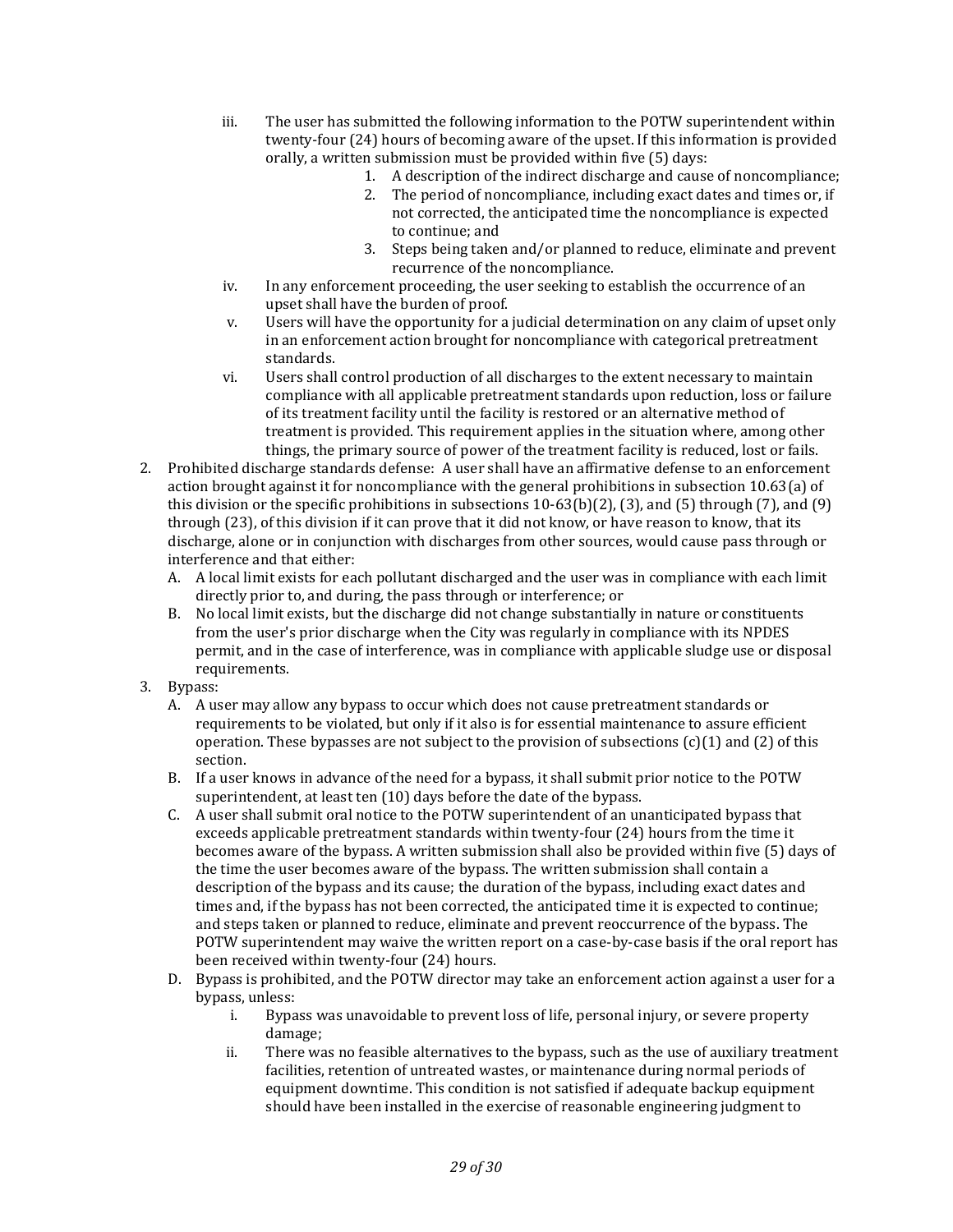iii. The user has submitted the following information to the POTW superintendent within twenty-four (24) hours of becoming aware of the upset. If this information is provided orally, a written submission must be provided within five (5) days:

   1. A description of the indirect discharge and cause of noncompliance;
   2. The period of noncompliance, including exact dates and times or, if not corrected, the anticipated time the noncompliance is expected to continue; and
   3. Steps being taken and/or planned to reduce, eliminate and prevent recurrence of the noncompliance.

iv. In any enforcement proceeding, the user seeking to establish the occurrence of an upset shall have the burden of proof.

v. Users will have the opportunity for a judicial determination on any claim of upset only in an enforcement action brought for noncompliance with categorical pretreatment standards.

vi. Users shall control production of all discharges to the extent necessary to maintain compliance with all applicable pretreatment standards upon reduction, loss or failure of its treatment facility until the facility is restored or an alternative method of treatment is provided. This requirement applies in the situation where, among other things, the primary source of power of the treatment facility is reduced, lost or fails.

2. Prohibited discharge standards defense: A user shall have an affirmative defense to an enforcement action brought against it for noncompliance with the general prohibitions in subsection 10.63(a) of this division or the specific prohibitions in subsections 10-63(b)(2), (3), and (5) through (7), and (9) through (23), of this division if it can prove that it did not know, or have reason to know, that its discharge, alone or in conjunction with discharges from other sources, would cause pass through or interference and that either:
   A. A local limit exists for each pollutant discharged and the user was in compliance with each limit directly prior to, and during, the pass through or interference; or
   B. No local limit exists, but the discharge did not change substantially in nature or constituents from the user's prior discharge when the City was regularly in compliance with its NPDES permit, and in the case of interference, was in compliance with applicable sludge use or disposal requirements.

3. Bypass:
   A. A user may allow any bypass to occur which does not cause pretreatment standards or requirements to be violated, but only if it also is for essential maintenance to assure efficient operation. These bypasses are not subject to the provision of subsections (c)(1) and (2) of this section.
   B. If a user knows in advance of the need for a bypass, it shall submit prior notice to the POTW superintendent, at least ten (10) days before the date of the bypass.
   C. A user shall submit oral notice to the POTW superintendent of an unanticipated bypass that exceeds applicable pretreatment standards within twenty-four (24) hours from the time it becomes aware of the bypass. A written submission shall also be provided within five (5) days of the time the user becomes aware of the bypass. The written submission shall contain a description of the bypass and its cause; the duration of the bypass, including exact dates and times and, if the bypass has not been corrected, the anticipated time it is expected to continue; and steps taken or planned to reduce, eliminate and prevent reoccurrence of the bypass. The POTW superintendent may waive the written report on a case-by-case basis if the oral report has been received within twenty-four (24) hours.
   D. Bypass is prohibited, and the POTW director may take an enforcement action against a user for a bypass, unless:
      i. Bypass was unavoidable to prevent loss of life, personal injury, or severe property damage;
      ii. There was no feasible alternatives to the bypass, such as the use of auxiliary treatment facilities, retention of untreated wastes, or maintenance during normal periods of equipment downtime. This condition is not satisfied if adequate backup equipment should have been installed in the exercise of reasonable engineering judgment to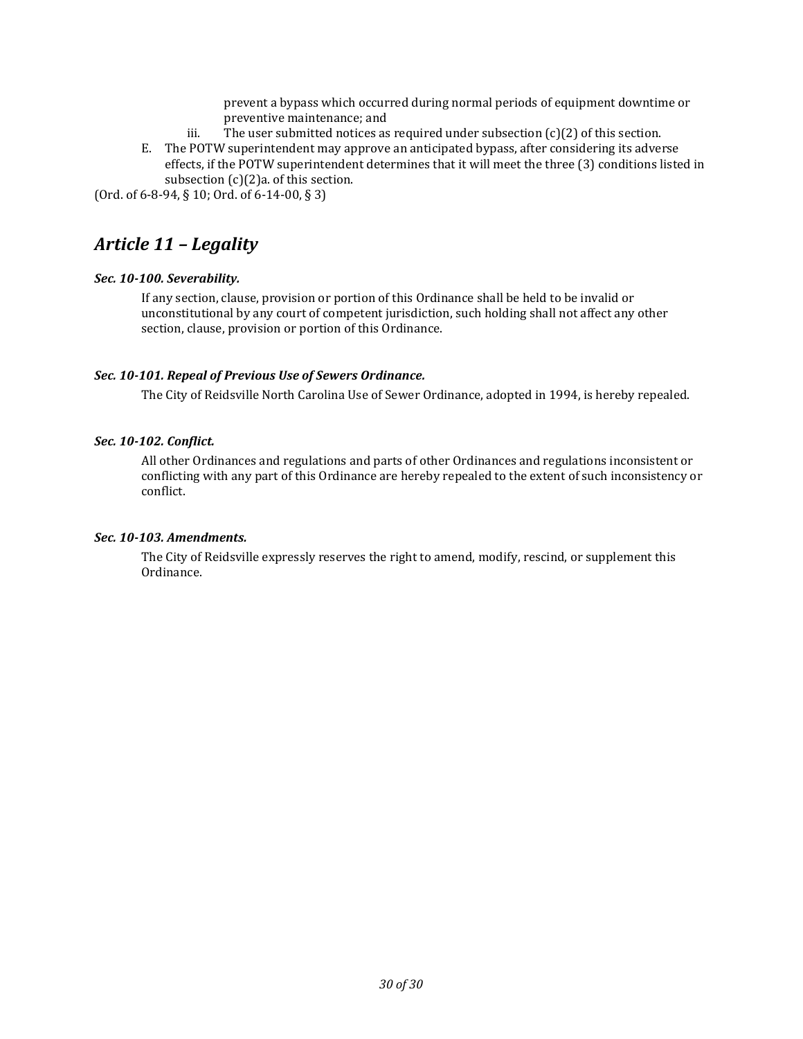prevent a bypass which occurred during normal periods of equipment downtime or preventive maintenance; and

iii. The user submitted notices as required under subsection (c)(2) of this section.

E. The POTW superintendent may approve an anticipated bypass, after considering its adverse effects, if the POTW superintendent determines that it will meet the three (3) conditions listed in subsection (c)(2)a. of this section.

(Ord. of 6-8-94, § 10; Ord. of 6-14-00, § 3)

## *Article 11 – Legality*

#### *Sec. 10-100. Severability.*

If any section, clause, provision or portion of this Ordinance shall be held to be invalid or unconstitutional by any court of competent jurisdiction, such holding shall not affect any other section, clause, provision or portion of this Ordinance.

#### *Sec. 10-101. Repeal of Previous Use of Sewers Ordinance.*

The City of Reidsville North Carolina Use of Sewer Ordinance, adopted in 1994, is hereby repealed.

#### *Sec. 10-102. Conflict.*

All other Ordinances and regulations and parts of other Ordinances and regulations inconsistent or conflicting with any part of this Ordinance are hereby repealed to the extent of such inconsistency or conflict.

#### *Sec. 10-103. Amendments.*

The City of Reidsville expressly reserves the right to amend, modify, rescind, or supplement this Ordinance.